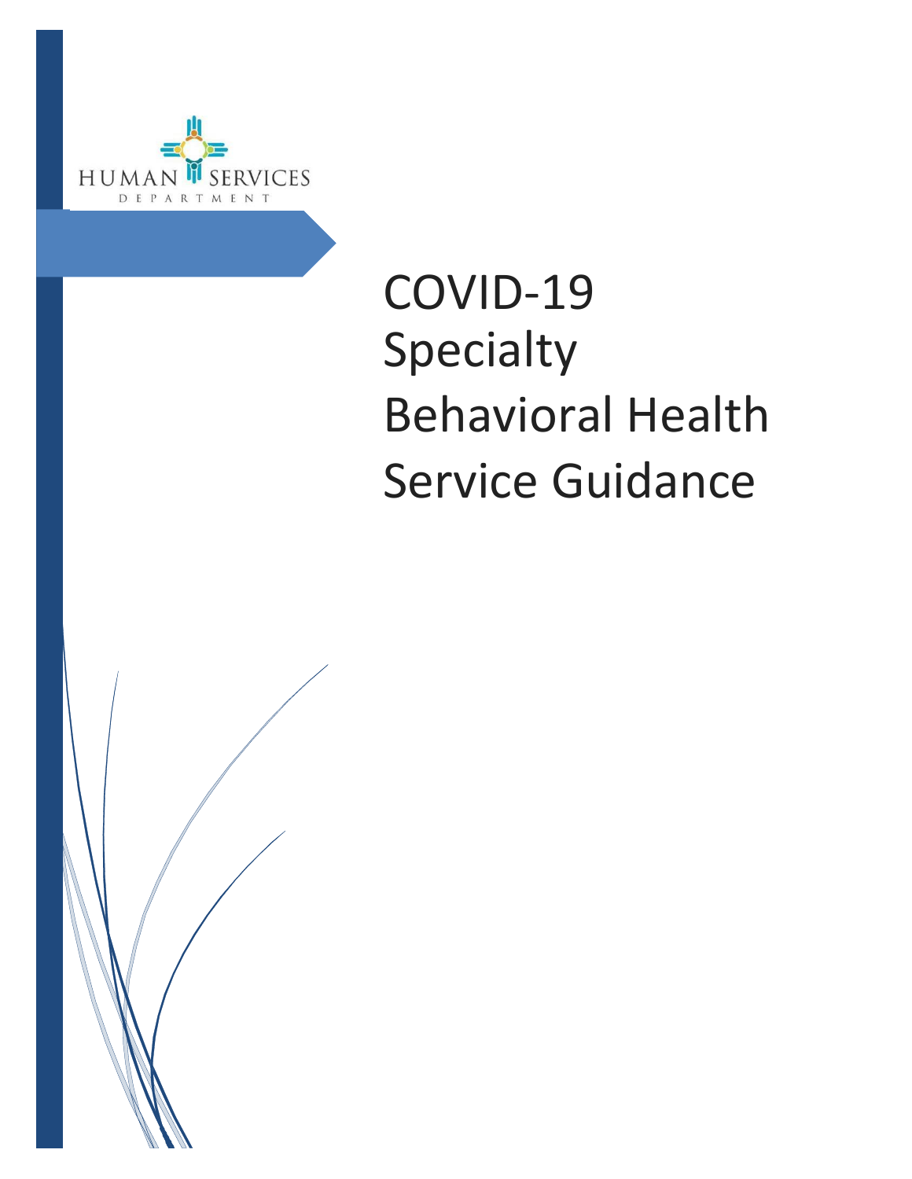HUMAN SERVICES DEPARTMENT

# COVID-19 Specialty Behavioral Health Service Guidance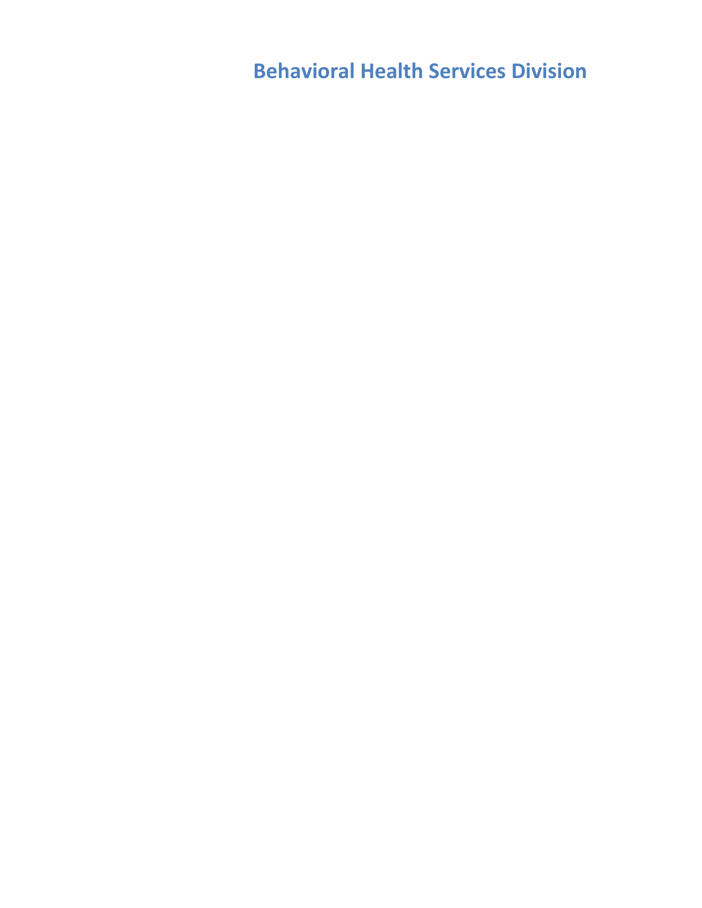# Behavioral Health Services Division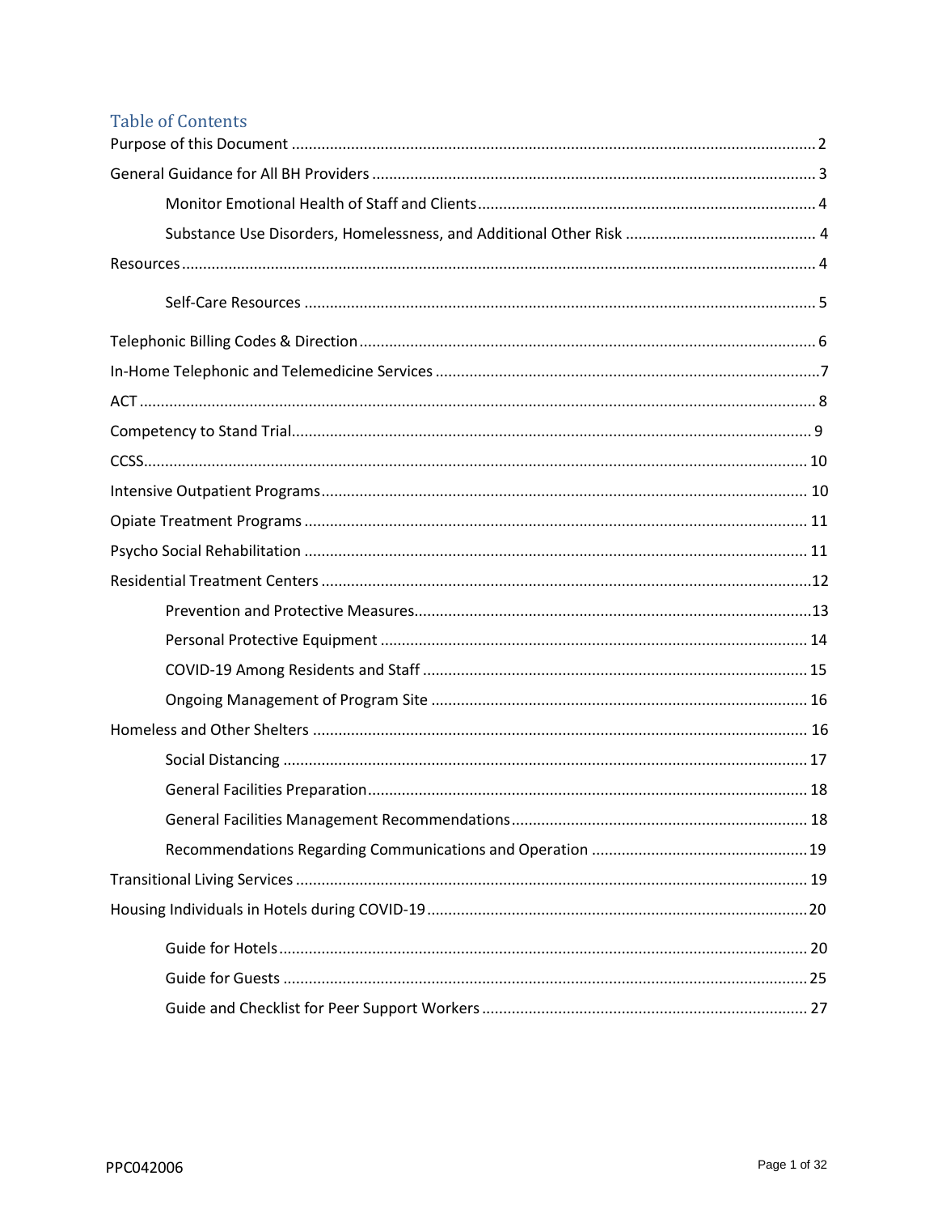## Table of Contents

Purpose of this Document ........................................................................................................... 2

General Guidance for All BH Providers ........................................................................................ 3

Monitor Emotional Health of Staff and Clients ............................................................................... 4

Substance Use Disorders, Homelessness, and Additional Other Risk ............................................. 4

Resources ..................................................................................................................................... 4

Self-Care Resources ........................................................................................................................ 5

Telephonic Billing Codes & Direction ........................................................................................... 6

In-Home Telephonic and Telemedicine Services ........................................................................... 7

ACT .............................................................................................................................................. 8

Competency to Stand Trial ........................................................................................................... 9

CCSS ........................................................................................................................................... 10

Intensive Outpatient Programs .................................................................................................. 10

Opiate Treatment Programs ...................................................................................................... 11

Psycho Social Rehabilitation ...................................................................................................... 11

Residential Treatment Centers ................................................................................................... 12

Prevention and Protective Measures ............................................................................................ 13

Personal Protective Equipment .................................................................................................... 14

COVID-19 Among Residents and Staff .......................................................................................... 15

Ongoing Management of Program Site ........................................................................................ 16

Homeless and Other Shelters .................................................................................................... 16

Social Distancing .......................................................................................................................... 17

General Facilities Preparation ....................................................................................................... 18

General Facilities Management Recommendations ..................................................................... 18

Recommendations Regarding Communications and Operation ................................................... 19

Transitional Living Services ........................................................................................................ 19

Housing Individuals in Hotels during COVID-19 ......................................................................... 20

Guide for Hotels ............................................................................................................................ 20

Guide for Guests ........................................................................................................................... 25

Guide and Checklist for Peer Support Workers ............................................................................ 27

PPC042006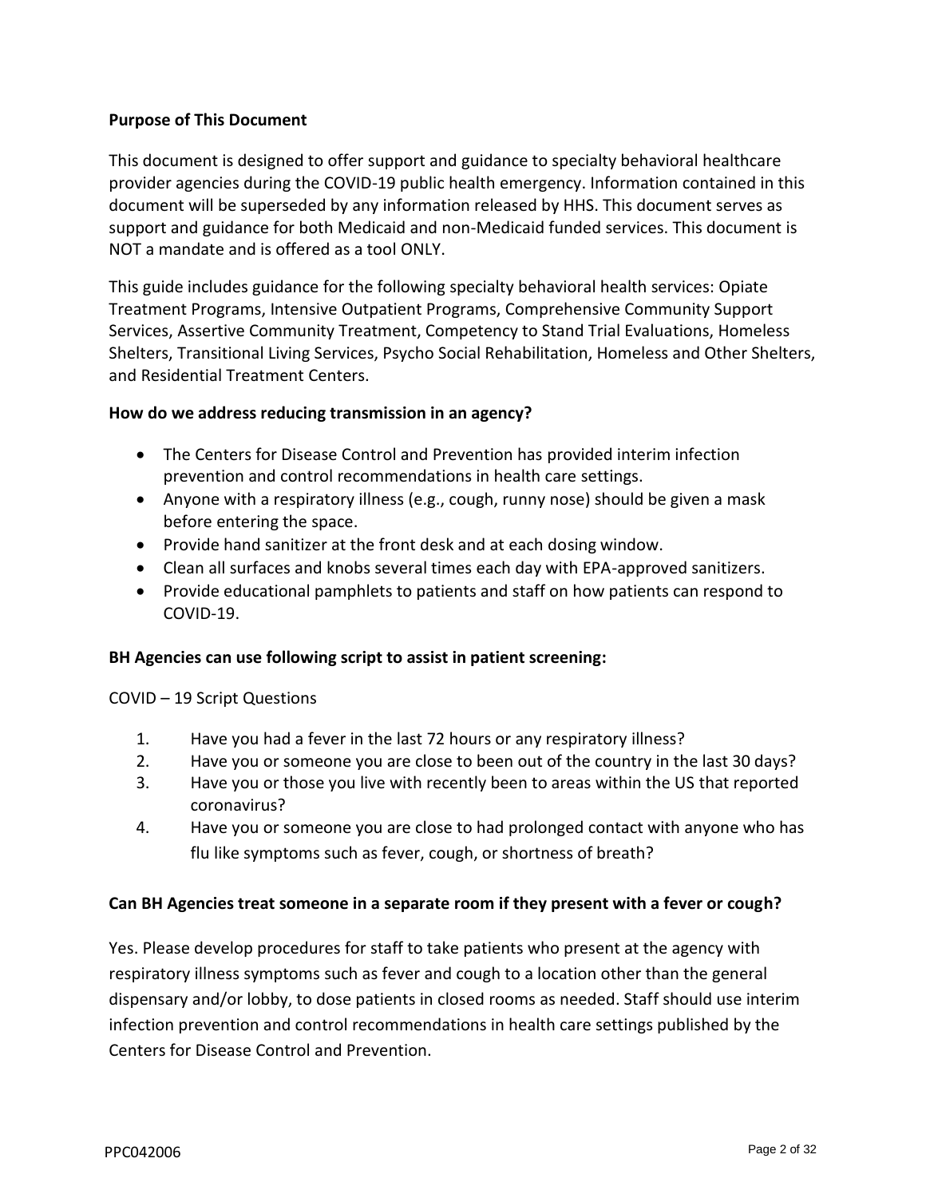**Purpose of This Document**

This document is designed to offer support and guidance to specialty behavioral healthcare provider agencies during the COVID-19 public health emergency. Information contained in this document will be superseded by any information released by HHS. This document serves as support and guidance for both Medicaid and non-Medicaid funded services. This document is NOT a mandate and is offered as a tool ONLY.

This guide includes guidance for the following specialty behavioral health services: Opiate Treatment Programs, Intensive Outpatient Programs, Comprehensive Community Support Services, Assertive Community Treatment, Competency to Stand Trial Evaluations, Homeless Shelters, Transitional Living Services, Psycho Social Rehabilitation, Homeless and Other Shelters, and Residential Treatment Centers.

**How do we address reducing transmission in an agency?**

- The Centers for Disease Control and Prevention has provided interim infection prevention and control recommendations in health care settings.
- Anyone with a respiratory illness (e.g., cough, runny nose) should be given a mask before entering the space.
- Provide hand sanitizer at the front desk and at each dosing window.
- Clean all surfaces and knobs several times each day with EPA-approved sanitizers.
- Provide educational pamphlets to patients and staff on how patients can respond to COVID-19.

**BH Agencies can use following script to assist in patient screening:**

COVID – 19 Script Questions

1. Have you had a fever in the last 72 hours or any respiratory illness?
2. Have you or someone you are close to been out of the country in the last 30 days?
3. Have you or those you live with recently been to areas within the US that reported coronavirus?
4. Have you or someone you are close to had prolonged contact with anyone who has flu like symptoms such as fever, cough, or shortness of breath?

**Can BH Agencies treat someone in a separate room if they present with a fever or cough?**

Yes. Please develop procedures for staff to take patients who present at the agency with respiratory illness symptoms such as fever and cough to a location other than the general dispensary and/or lobby, to dose patients in closed rooms as needed. Staff should use interim infection prevention and control recommendations in health care settings published by the Centers for Disease Control and Prevention.

PPC042006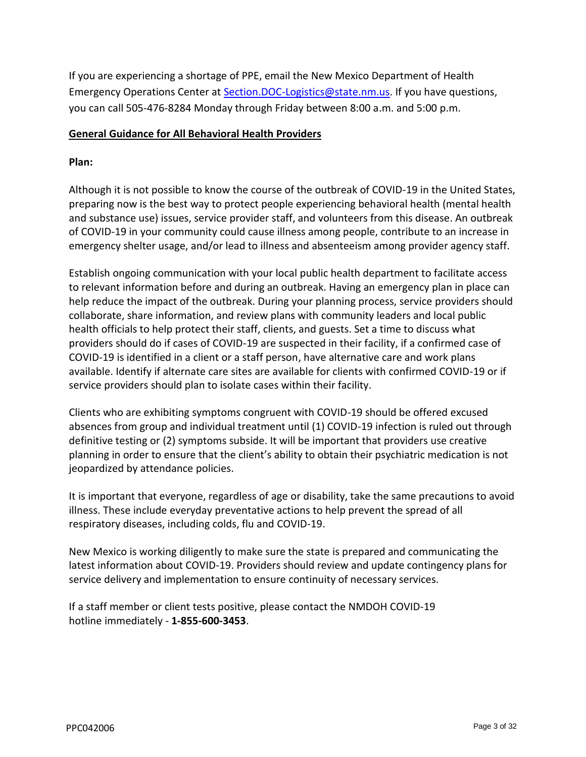If you are experiencing a shortage of PPE, email the New Mexico Department of Health Emergency Operations Center at [Section.DOC-Logistics@state.nm.us](mailto:Section.DOC-Logistics@state.nm.us). If you have questions, you can call 505-476-8284 Monday through Friday between 8:00 a.m. and 5:00 p.m.

## General Guidance for All Behavioral Health Providers

**Plan:**

Although it is not possible to know the course of the outbreak of COVID-19 in the United States, preparing now is the best way to protect people experiencing behavioral health (mental health and substance use) issues, service provider staff, and volunteers from this disease. An outbreak of COVID-19 in your community could cause illness among people, contribute to an increase in emergency shelter usage, and/or lead to illness and absenteeism among provider agency staff.

Establish ongoing communication with your local public health department to facilitate access to relevant information before and during an outbreak. Having an emergency plan in place can help reduce the impact of the outbreak. During your planning process, service providers should collaborate, share information, and review plans with community leaders and local public health officials to help protect their staff, clients, and guests. Set a time to discuss what providers should do if cases of COVID-19 are suspected in their facility, if a confirmed case of COVID-19 is identified in a client or a staff person, have alternative care and work plans available. Identify if alternate care sites are available for clients with confirmed COVID-19 or if service providers should plan to isolate cases within their facility.

Clients who are exhibiting symptoms congruent with COVID-19 should be offered excused absences from group and individual treatment until (1) COVID-19 infection is ruled out through definitive testing or (2) symptoms subside. It will be important that providers use creative planning in order to ensure that the client's ability to obtain their psychiatric medication is not jeopardized by attendance policies.

It is important that everyone, regardless of age or disability, take the same precautions to avoid illness. These include everyday preventative actions to help prevent the spread of all respiratory diseases, including colds, flu and COVID-19.

New Mexico is working diligently to make sure the state is prepared and communicating the latest information about COVID-19. Providers should review and update contingency plans for service delivery and implementation to ensure continuity of necessary services.

If a staff member or client tests positive, please contact the NMDOH COVID-19 hotline immediately - **1-855-600-3453**.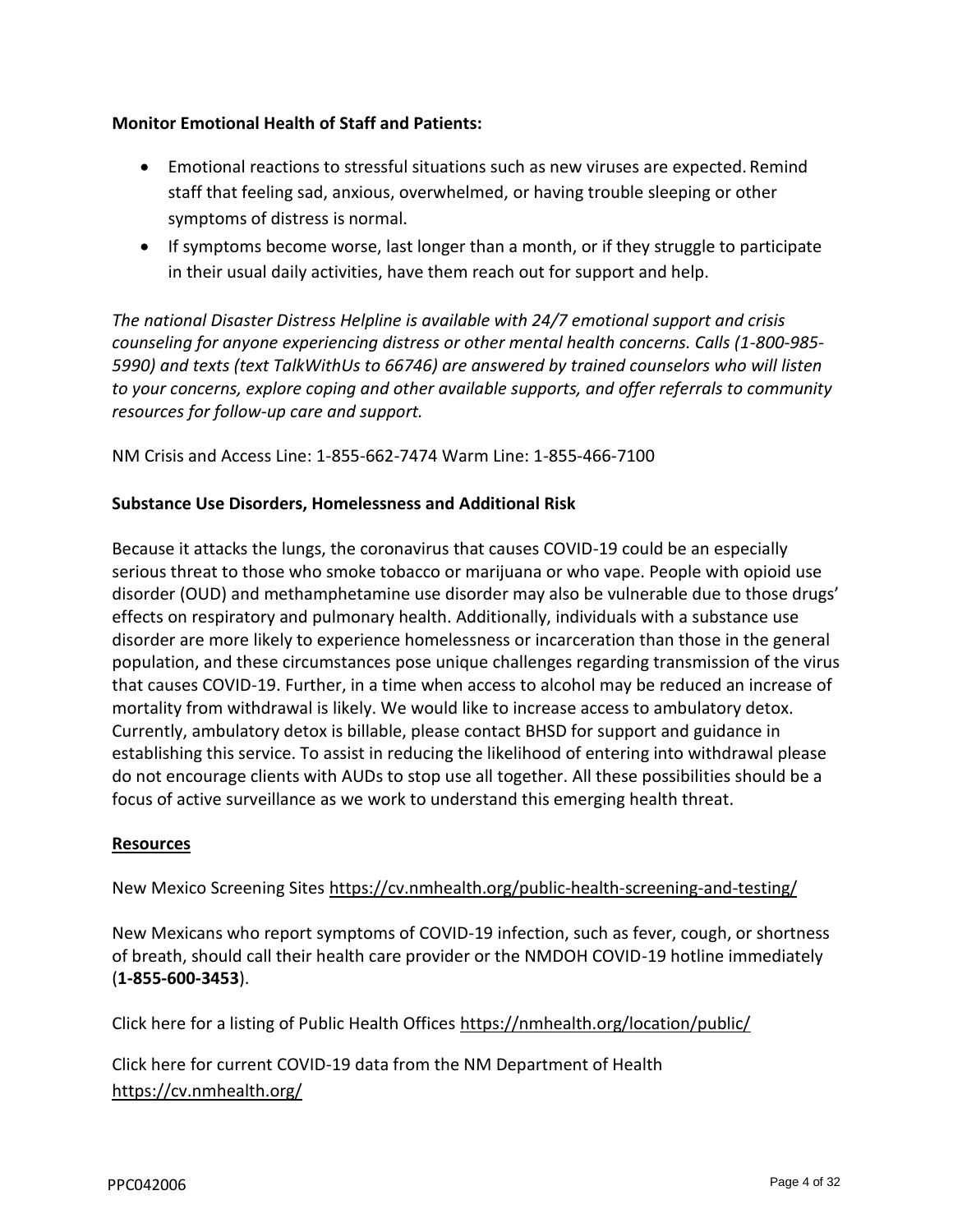**Monitor Emotional Health of Staff and Patients:**

- Emotional reactions to stressful situations such as new viruses are expected. Remind staff that feeling sad, anxious, overwhelmed, or having trouble sleeping or other symptoms of distress is normal.
- If symptoms become worse, last longer than a month, or if they struggle to participate in their usual daily activities, have them reach out for support and help.

*The national Disaster Distress Helpline is available with 24/7 emotional support and crisis counseling for anyone experiencing distress or other mental health concerns. Calls (1-800-985-5990) and texts (text TalkWithUs to 66746) are answered by trained counselors who will listen to your concerns, explore coping and other available supports, and offer referrals to community resources for follow-up care and support.*

NM Crisis and Access Line: 1-855-662-7474 Warm Line: 1-855-466-7100

**Substance Use Disorders, Homelessness and Additional Risk**

Because it attacks the lungs, the coronavirus that causes COVID-19 could be an especially serious threat to those who smoke tobacco or marijuana or who vape. People with opioid use disorder (OUD) and methamphetamine use disorder may also be vulnerable due to those drugs' effects on respiratory and pulmonary health. Additionally, individuals with a substance use disorder are more likely to experience homelessness or incarceration than those in the general population, and these circumstances pose unique challenges regarding transmission of the virus that causes COVID-19. Further, in a time when access to alcohol may be reduced an increase of mortality from withdrawal is likely. We would like to increase access to ambulatory detox. Currently, ambulatory detox is billable, please contact BHSD for support and guidance in establishing this service. To assist in reducing the likelihood of entering into withdrawal please do not encourage clients with AUDs to stop use all together. All these possibilities should be a focus of active surveillance as we work to understand this emerging health threat.

**Resources**

New Mexico Screening Sites https://cv.nmhealth.org/public-health-screening-and-testing/

New Mexicans who report symptoms of COVID-19 infection, such as fever, cough, or shortness of breath, should call their health care provider or the NMDOH COVID-19 hotline immediately (**1-855-600-3453**).

Click here for a listing of Public Health Offices https://nmhealth.org/location/public/

Click here for current COVID-19 data from the NM Department of Health https://cv.nmhealth.org/

PPC042006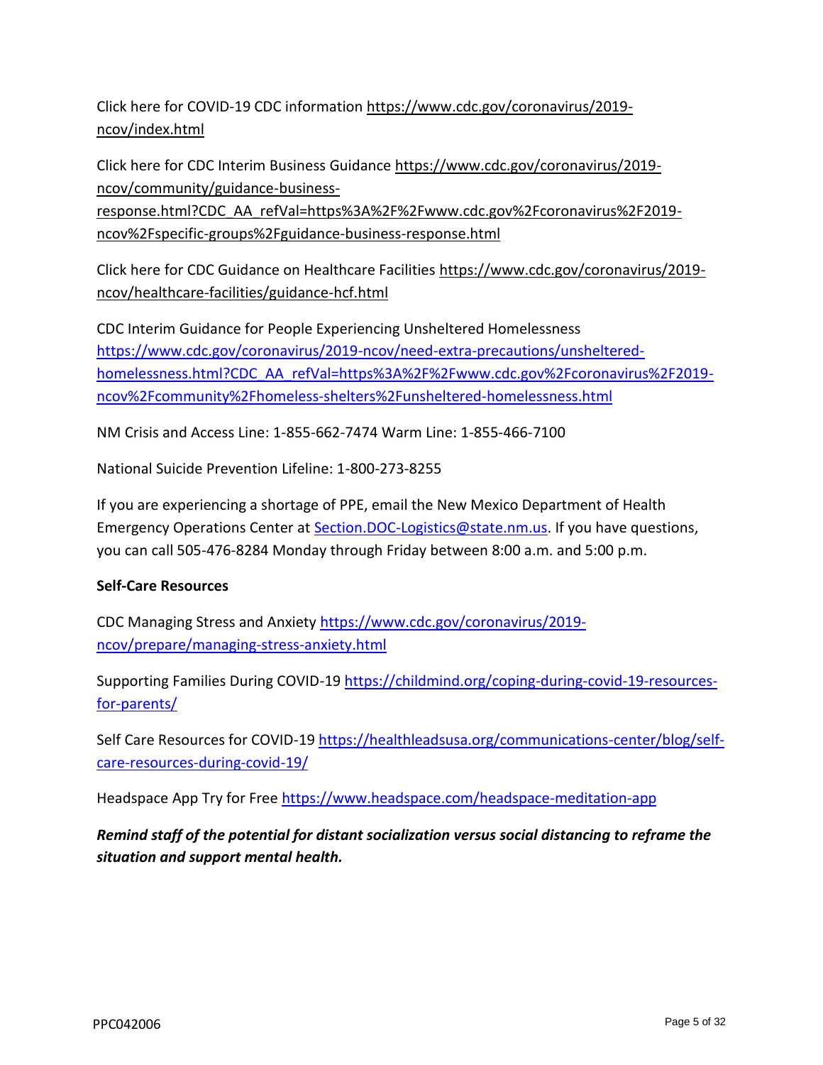Click here for COVID-19 CDC information https://www.cdc.gov/coronavirus/2019-ncov/index.html

Click here for CDC Interim Business Guidance https://www.cdc.gov/coronavirus/2019-ncov/community/guidance-business-response.html?CDC_AA_refVal=https%3A%2F%2Fwww.cdc.gov%2Fcoronavirus%2F2019-ncov%2Fspecific-groups%2Fguidance-business-response.html

Click here for CDC Guidance on Healthcare Facilities https://www.cdc.gov/coronavirus/2019-ncov/healthcare-facilities/guidance-hcf.html

CDC Interim Guidance for People Experiencing Unsheltered Homelessness https://www.cdc.gov/coronavirus/2019-ncov/need-extra-precautions/unsheltered-homelessness.html?CDC_AA_refVal=https%3A%2F%2Fwww.cdc.gov%2Fcoronavirus%2F2019-ncov%2Fcommunity%2Fhomeless-shelters%2Funsheltered-homelessness.html

NM Crisis and Access Line: 1-855-662-7474 Warm Line: 1-855-466-7100

National Suicide Prevention Lifeline: 1-800-273-8255

If you are experiencing a shortage of PPE, email the New Mexico Department of Health Emergency Operations Center at Section.DOC-Logistics@state.nm.us. If you have questions, you can call 505-476-8284 Monday through Friday between 8:00 a.m. and 5:00 p.m.

**Self-Care Resources**

CDC Managing Stress and Anxiety https://www.cdc.gov/coronavirus/2019-ncov/prepare/managing-stress-anxiety.html

Supporting Families During COVID-19 https://childmind.org/coping-during-covid-19-resources-for-parents/

Self Care Resources for COVID-19 https://healthleadsusa.org/communications-center/blog/self-care-resources-during-covid-19/

Headspace App Try for Free https://www.headspace.com/headspace-meditation-app

***Remind staff of the potential for distant socialization versus social distancing to reframe the situation and support mental health.***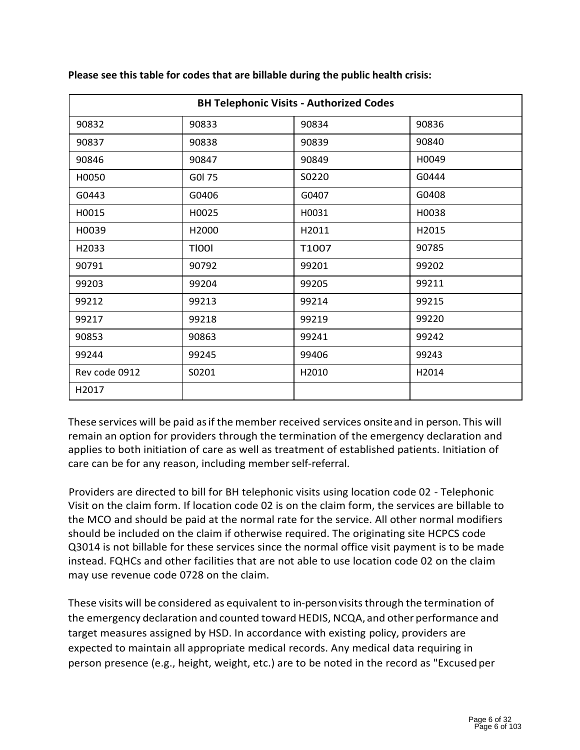**Please see this table for codes that are billable during the public health crisis:**

| BH Telephonic Visits - Authorized Codes | | | |
|---|---|---|---|
| 90832 | 90833 | 90834 | 90836 |
| 90837 | 90838 | 90839 | 90840 |
| 90846 | 90847 | 90849 | H0049 |
| H0050 | G0l 75 | S0220 | G0444 |
| G0443 | G0406 | G0407 | G0408 |
| H0015 | H0025 | H0031 | H0038 |
| H0039 | H2000 | H2011 | H2015 |
| H2033 | TI00I | T1OO7 | 90785 |
| 90791 | 90792 | 99201 | 99202 |
| 99203 | 99204 | 99205 | 99211 |
| 99212 | 99213 | 99214 | 99215 |
| 99217 | 99218 | 99219 | 99220 |
| 90853 | 90863 | 99241 | 99242 |
| 99244 | 99245 | 99406 | 99243 |
| Rev code 0912 | S0201 | H2010 | H2014 |
| H2017 | | | |

These services will be paid as if the member received services onsite and in person. This will remain an option for providers through the termination of the emergency declaration and applies to both initiation of care as well as treatment of established patients. Initiation of care can be for any reason, including member self-referral.

Providers are directed to bill for BH telephonic visits using location code 02 - Telephonic Visit on the claim form. If location code 02 is on the claim form, the services are billable to the MCO and should be paid at the normal rate for the service. All other normal modifiers should be included on the claim if otherwise required. The originating site HCPCS code Q3014 is not billable for these services since the normal office visit payment is to be made instead. FQHCs and other facilities that are not able to use location code 02 on the claim may use revenue code 0728 on the claim.

These visits will be considered as equivalent to in-person visits through the termination of the emergency declaration and counted toward HEDIS, NCQA, and other performance and target measures assigned by HSD. In accordance with existing policy, providers are expected to maintain all appropriate medical records. Any medical data requiring in person presence (e.g., height, weight, etc.) are to be noted in the record as "Excused per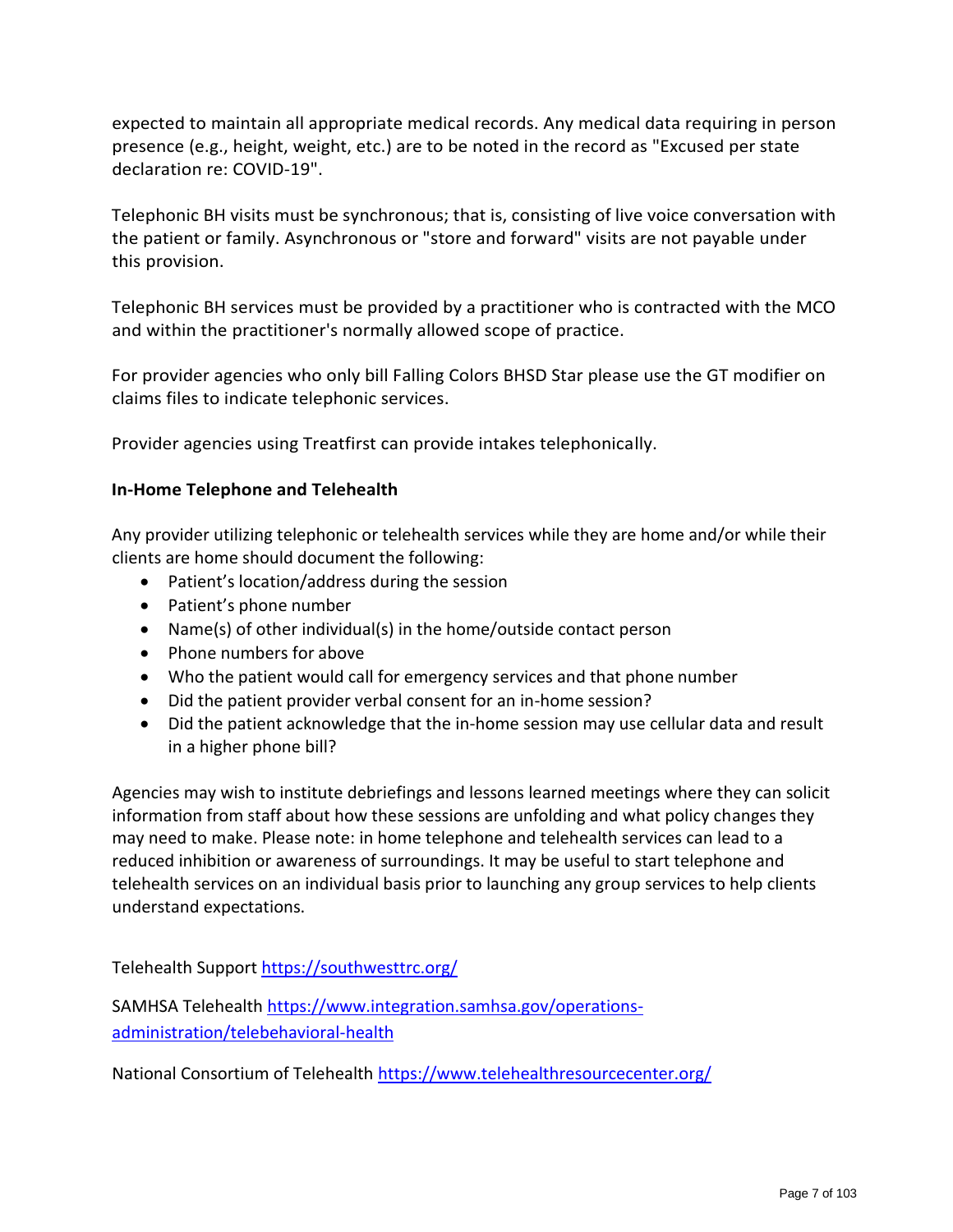expected to maintain all appropriate medical records. Any medical data requiring in person presence (e.g., height, weight, etc.) are to be noted in the record as "Excused per state declaration re: COVID-19".

Telephonic BH visits must be synchronous; that is, consisting of live voice conversation with the patient or family. Asynchronous or "store and forward" visits are not payable under this provision.

Telephonic BH services must be provided by a practitioner who is contracted with the MCO and within the practitioner's normally allowed scope of practice.

For provider agencies who only bill Falling Colors BHSD Star please use the GT modifier on claims files to indicate telephonic services.

Provider agencies using Treatfirst can provide intakes telephonically.

**In-Home Telephone and Telehealth**

Any provider utilizing telephonic or telehealth services while they are home and/or while their clients are home should document the following:

- Patient's location/address during the session
- Patient's phone number
- Name(s) of other individual(s) in the home/outside contact person
- Phone numbers for above
- Who the patient would call for emergency services and that phone number
- Did the patient provider verbal consent for an in-home session?
- Did the patient acknowledge that the in-home session may use cellular data and result in a higher phone bill?

Agencies may wish to institute debriefings and lessons learned meetings where they can solicit information from staff about how these sessions are unfolding and what policy changes they may need to make. Please note: in home telephone and telehealth services can lead to a reduced inhibition or awareness of surroundings. It may be useful to start telephone and telehealth services on an individual basis prior to launching any group services to help clients understand expectations.

Telehealth Support https://southwesttrc.org/

SAMHSA Telehealth https://www.integration.samhsa.gov/operations-administration/telebehavioral-health

National Consortium of Telehealth https://www.telehealthresourcecenter.org/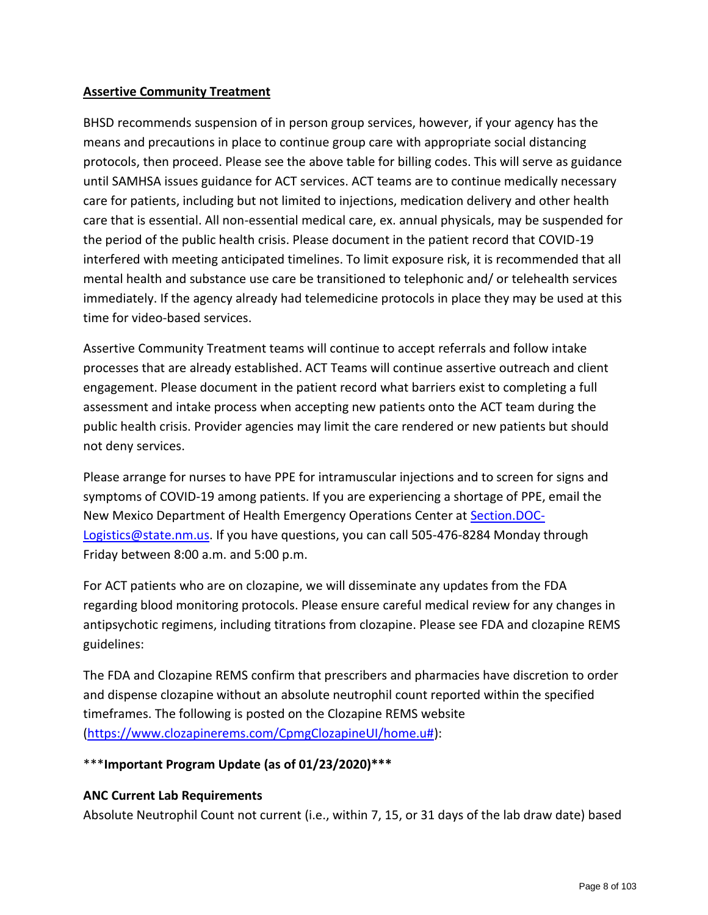**Assertive Community Treatment**

BHSD recommends suspension of in person group services, however, if your agency has the means and precautions in place to continue group care with appropriate social distancing protocols, then proceed. Please see the above table for billing codes. This will serve as guidance until SAMHSA issues guidance for ACT services. ACT teams are to continue medically necessary care for patients, including but not limited to injections, medication delivery and other health care that is essential. All non-essential medical care, ex. annual physicals, may be suspended for the period of the public health crisis. Please document in the patient record that COVID-19 interfered with meeting anticipated timelines. To limit exposure risk, it is recommended that all mental health and substance use care be transitioned to telephonic and/ or telehealth services immediately. If the agency already had telemedicine protocols in place they may be used at this time for video-based services.

Assertive Community Treatment teams will continue to accept referrals and follow intake processes that are already established. ACT Teams will continue assertive outreach and client engagement. Please document in the patient record what barriers exist to completing a full assessment and intake process when accepting new patients onto the ACT team during the public health crisis. Provider agencies may limit the care rendered or new patients but should not deny services.

Please arrange for nurses to have PPE for intramuscular injections and to screen for signs and symptoms of COVID-19 among patients. If you are experiencing a shortage of PPE, email the New Mexico Department of Health Emergency Operations Center at Section.DOC-Logistics@state.nm.us. If you have questions, you can call 505-476-8284 Monday through Friday between 8:00 a.m. and 5:00 p.m.

For ACT patients who are on clozapine, we will disseminate any updates from the FDA regarding blood monitoring protocols. Please ensure careful medical review for any changes in antipsychotic regimens, including titrations from clozapine. Please see FDA and clozapine REMS guidelines:

The FDA and Clozapine REMS confirm that prescribers and pharmacies have discretion to order and dispense clozapine without an absolute neutrophil count reported within the specified timeframes. The following is posted on the Clozapine REMS website (https://www.clozapinerems.com/CpmgClozapineUI/home.u#):

***Important Program Update (as of 01/23/2020)***

**ANC Current Lab Requirements**

Absolute Neutrophil Count not current (i.e., within 7, 15, or 31 days of the lab draw date) based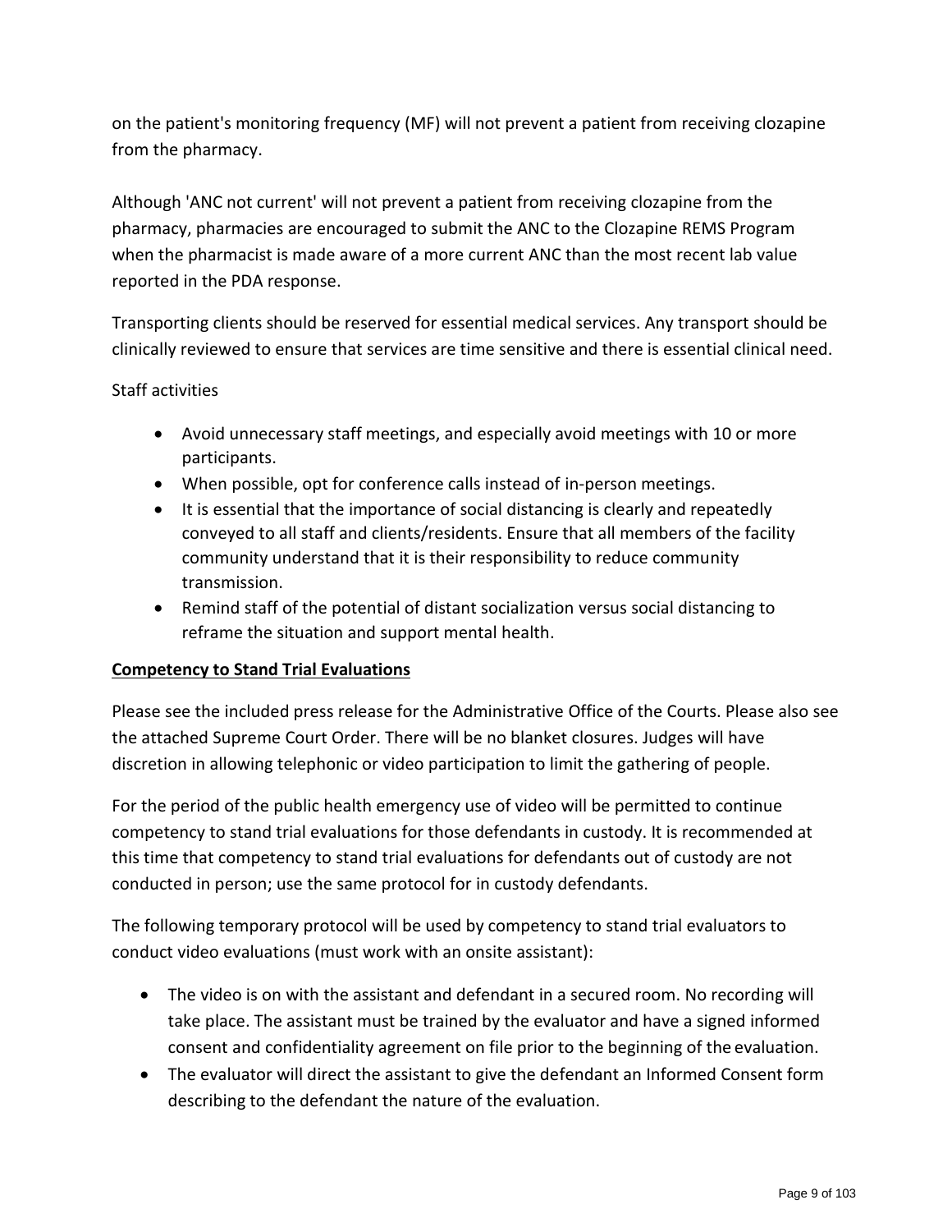on the patient's monitoring frequency (MF) will not prevent a patient from receiving clozapine from the pharmacy.

Although 'ANC not current' will not prevent a patient from receiving clozapine from the pharmacy, pharmacies are encouraged to submit the ANC to the Clozapine REMS Program when the pharmacist is made aware of a more current ANC than the most recent lab value reported in the PDA response.

Transporting clients should be reserved for essential medical services. Any transport should be clinically reviewed to ensure that services are time sensitive and there is essential clinical need.

Staff activities

- Avoid unnecessary staff meetings, and especially avoid meetings with 10 or more participants.
- When possible, opt for conference calls instead of in-person meetings.
- It is essential that the importance of social distancing is clearly and repeatedly conveyed to all staff and clients/residents. Ensure that all members of the facility community understand that it is their responsibility to reduce community transmission.
- Remind staff of the potential of distant socialization versus social distancing to reframe the situation and support mental health.

**Competency to Stand Trial Evaluations**

Please see the included press release for the Administrative Office of the Courts. Please also see the attached Supreme Court Order. There will be no blanket closures. Judges will have discretion in allowing telephonic or video participation to limit the gathering of people.

For the period of the public health emergency use of video will be permitted to continue competency to stand trial evaluations for those defendants in custody. It is recommended at this time that competency to stand trial evaluations for defendants out of custody are not conducted in person; use the same protocol for in custody defendants.

The following temporary protocol will be used by competency to stand trial evaluators to conduct video evaluations (must work with an onsite assistant):

- The video is on with the assistant and defendant in a secured room. No recording will take place. The assistant must be trained by the evaluator and have a signed informed consent and confidentiality agreement on file prior to the beginning of the evaluation.
- The evaluator will direct the assistant to give the defendant an Informed Consent form describing to the defendant the nature of the evaluation.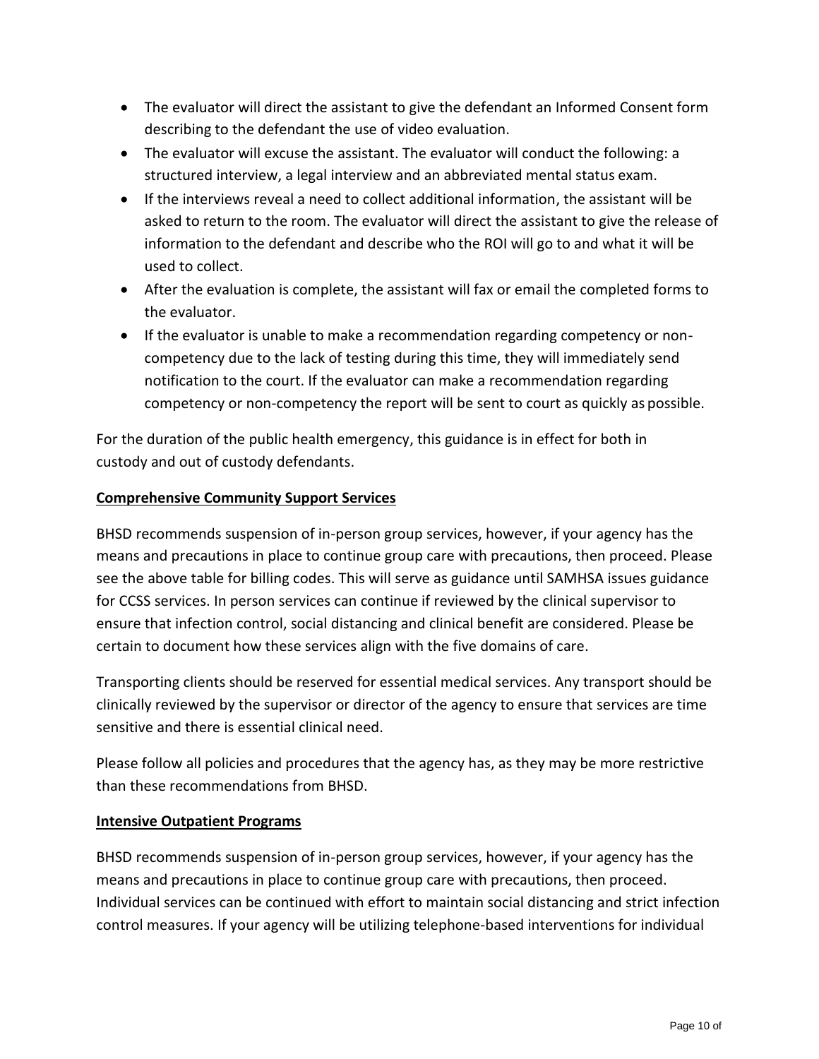- The evaluator will direct the assistant to give the defendant an Informed Consent form describing to the defendant the use of video evaluation.
- The evaluator will excuse the assistant. The evaluator will conduct the following: a structured interview, a legal interview and an abbreviated mental status exam.
- If the interviews reveal a need to collect additional information, the assistant will be asked to return to the room. The evaluator will direct the assistant to give the release of information to the defendant and describe who the ROI will go to and what it will be used to collect.
- After the evaluation is complete, the assistant will fax or email the completed forms to the evaluator.
- If the evaluator is unable to make a recommendation regarding competency or non-competency due to the lack of testing during this time, they will immediately send notification to the court. If the evaluator can make a recommendation regarding competency or non-competency the report will be sent to court as quickly as possible.

For the duration of the public health emergency, this guidance is in effect for both in custody and out of custody defendants.

### Comprehensive Community Support Services

BHSD recommends suspension of in-person group services, however, if your agency has the means and precautions in place to continue group care with precautions, then proceed. Please see the above table for billing codes. This will serve as guidance until SAMHSA issues guidance for CCSS services. In person services can continue if reviewed by the clinical supervisor to ensure that infection control, social distancing and clinical benefit are considered. Please be certain to document how these services align with the five domains of care.

Transporting clients should be reserved for essential medical services. Any transport should be clinically reviewed by the supervisor or director of the agency to ensure that services are time sensitive and there is essential clinical need.

Please follow all policies and procedures that the agency has, as they may be more restrictive than these recommendations from BHSD.

### Intensive Outpatient Programs

BHSD recommends suspension of in-person group services, however, if your agency has the means and precautions in place to continue group care with precautions, then proceed. Individual services can be continued with effort to maintain social distancing and strict infection control measures. If your agency will be utilizing telephone-based interventions for individual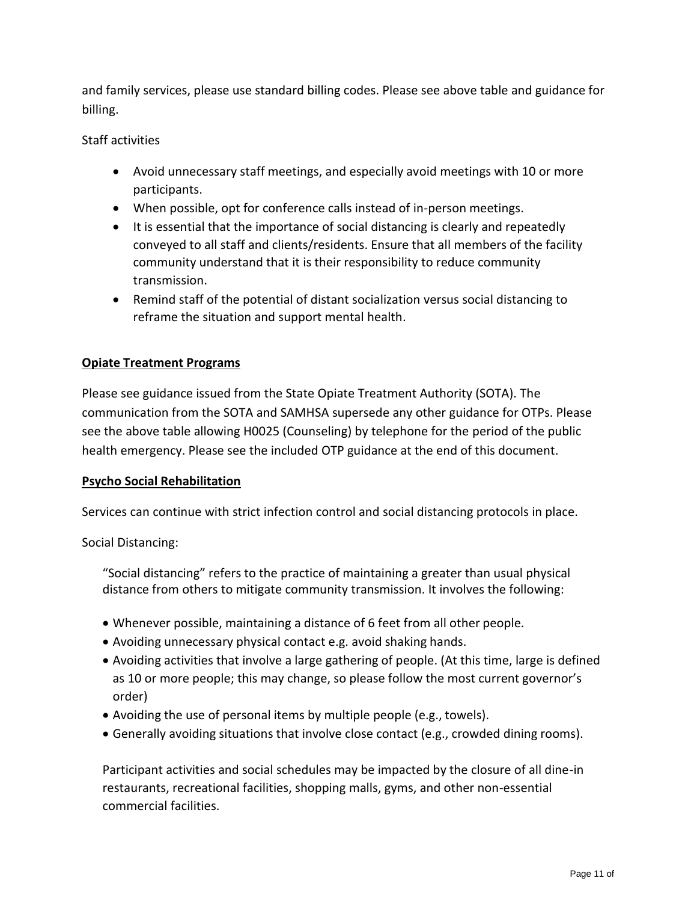and family services, please use standard billing codes. Please see above table and guidance for billing.

Staff activities

- Avoid unnecessary staff meetings, and especially avoid meetings with 10 or more participants.
- When possible, opt for conference calls instead of in-person meetings.
- It is essential that the importance of social distancing is clearly and repeatedly conveyed to all staff and clients/residents. Ensure that all members of the facility community understand that it is their responsibility to reduce community transmission.
- Remind staff of the potential of distant socialization versus social distancing to reframe the situation and support mental health.

**Opiate Treatment Programs**

Please see guidance issued from the State Opiate Treatment Authority (SOTA). The communication from the SOTA and SAMHSA supersede any other guidance for OTPs. Please see the above table allowing H0025 (Counseling) by telephone for the period of the public health emergency. Please see the included OTP guidance at the end of this document.

**Psycho Social Rehabilitation**

Services can continue with strict infection control and social distancing protocols in place.

Social Distancing:

"Social distancing" refers to the practice of maintaining a greater than usual physical distance from others to mitigate community transmission. It involves the following:

- Whenever possible, maintaining a distance of 6 feet from all other people.
- Avoiding unnecessary physical contact e.g. avoid shaking hands.
- Avoiding activities that involve a large gathering of people. (At this time, large is defined as 10 or more people; this may change, so please follow the most current governor's order)
- Avoiding the use of personal items by multiple people (e.g., towels).
- Generally avoiding situations that involve close contact (e.g., crowded dining rooms).

Participant activities and social schedules may be impacted by the closure of all dine-in restaurants, recreational facilities, shopping malls, gyms, and other non-essential commercial facilities.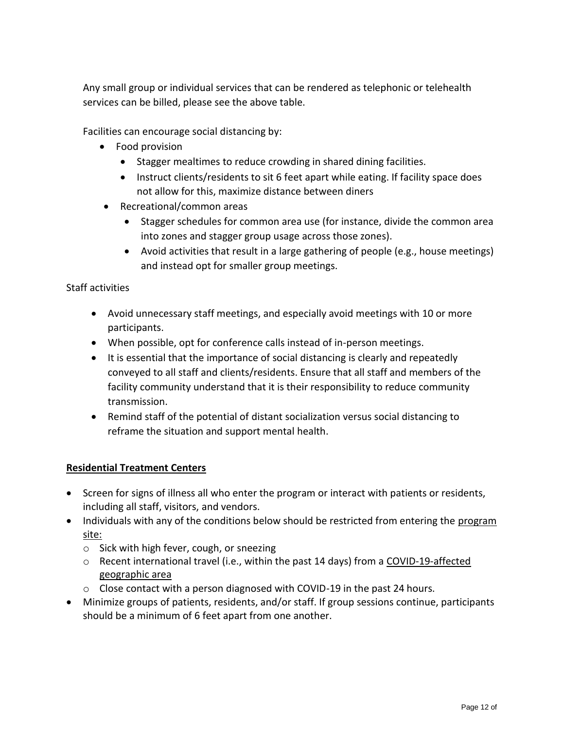Any small group or individual services that can be rendered as telephonic or telehealth services can be billed, please see the above table.

Facilities can encourage social distancing by:

- Food provision
  - Stagger mealtimes to reduce crowding in shared dining facilities.
  - Instruct clients/residents to sit 6 feet apart while eating. If facility space does not allow for this, maximize distance between diners
- Recreational/common areas
  - Stagger schedules for common area use (for instance, divide the common area into zones and stagger group usage across those zones).
  - Avoid activities that result in a large gathering of people (e.g., house meetings) and instead opt for smaller group meetings.

Staff activities

- Avoid unnecessary staff meetings, and especially avoid meetings with 10 or more participants.
- When possible, opt for conference calls instead of in-person meetings.
- It is essential that the importance of social distancing is clearly and repeatedly conveyed to all staff and clients/residents. Ensure that all staff and members of the facility community understand that it is their responsibility to reduce community transmission.
- Remind staff of the potential of distant socialization versus social distancing to reframe the situation and support mental health.

## **Residential Treatment Centers**

- Screen for signs of illness all who enter the program or interact with patients or residents, including all staff, visitors, and vendors.
- Individuals with any of the conditions below should be restricted from entering the program site:
  - Sick with high fever, cough, or sneezing
  - Recent international travel (i.e., within the past 14 days) from a COVID-19-affected geographic area
  - Close contact with a person diagnosed with COVID-19 in the past 24 hours.
- Minimize groups of patients, residents, and/or staff. If group sessions continue, participants should be a minimum of 6 feet apart from one another.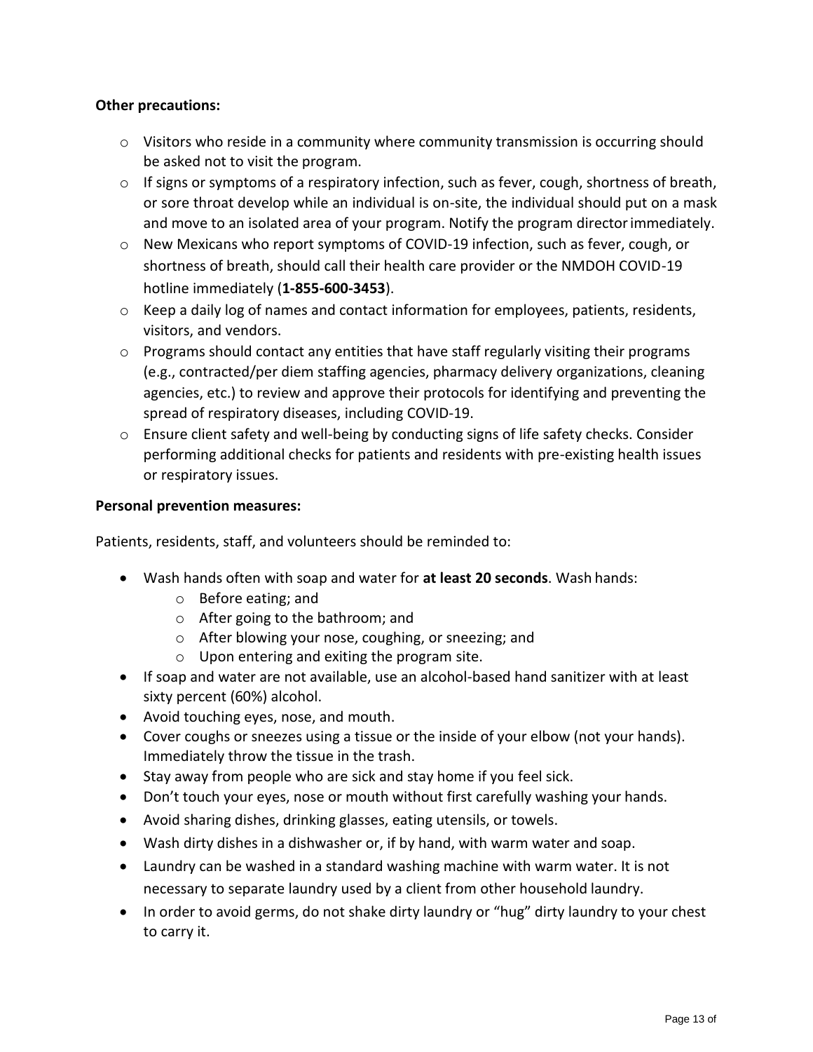**Other precautions:**

- Visitors who reside in a community where community transmission is occurring should be asked not to visit the program.
- If signs or symptoms of a respiratory infection, such as fever, cough, shortness of breath, or sore throat develop while an individual is on-site, the individual should put on a mask and move to an isolated area of your program. Notify the program director immediately.
- New Mexicans who report symptoms of COVID-19 infection, such as fever, cough, or shortness of breath, should call their health care provider or the NMDOH COVID-19 hotline immediately (**1-855-600-3453**).
- Keep a daily log of names and contact information for employees, patients, residents, visitors, and vendors.
- Programs should contact any entities that have staff regularly visiting their programs (e.g., contracted/per diem staffing agencies, pharmacy delivery organizations, cleaning agencies, etc.) to review and approve their protocols for identifying and preventing the spread of respiratory diseases, including COVID-19.
- Ensure client safety and well-being by conducting signs of life safety checks. Consider performing additional checks for patients and residents with pre-existing health issues or respiratory issues.

**Personal prevention measures:**

Patients, residents, staff, and volunteers should be reminded to:

- Wash hands often with soap and water for **at least 20 seconds**. Wash hands:
  - Before eating; and
  - After going to the bathroom; and
  - After blowing your nose, coughing, or sneezing; and
  - Upon entering and exiting the program site.
- If soap and water are not available, use an alcohol-based hand sanitizer with at least sixty percent (60%) alcohol.
- Avoid touching eyes, nose, and mouth.
- Cover coughs or sneezes using a tissue or the inside of your elbow (not your hands). Immediately throw the tissue in the trash.
- Stay away from people who are sick and stay home if you feel sick.
- Don't touch your eyes, nose or mouth without first carefully washing your hands.
- Avoid sharing dishes, drinking glasses, eating utensils, or towels.
- Wash dirty dishes in a dishwasher or, if by hand, with warm water and soap.
- Laundry can be washed in a standard washing machine with warm water. It is not necessary to separate laundry used by a client from other household laundry.
- In order to avoid germs, do not shake dirty laundry or "hug" dirty laundry to your chest to carry it.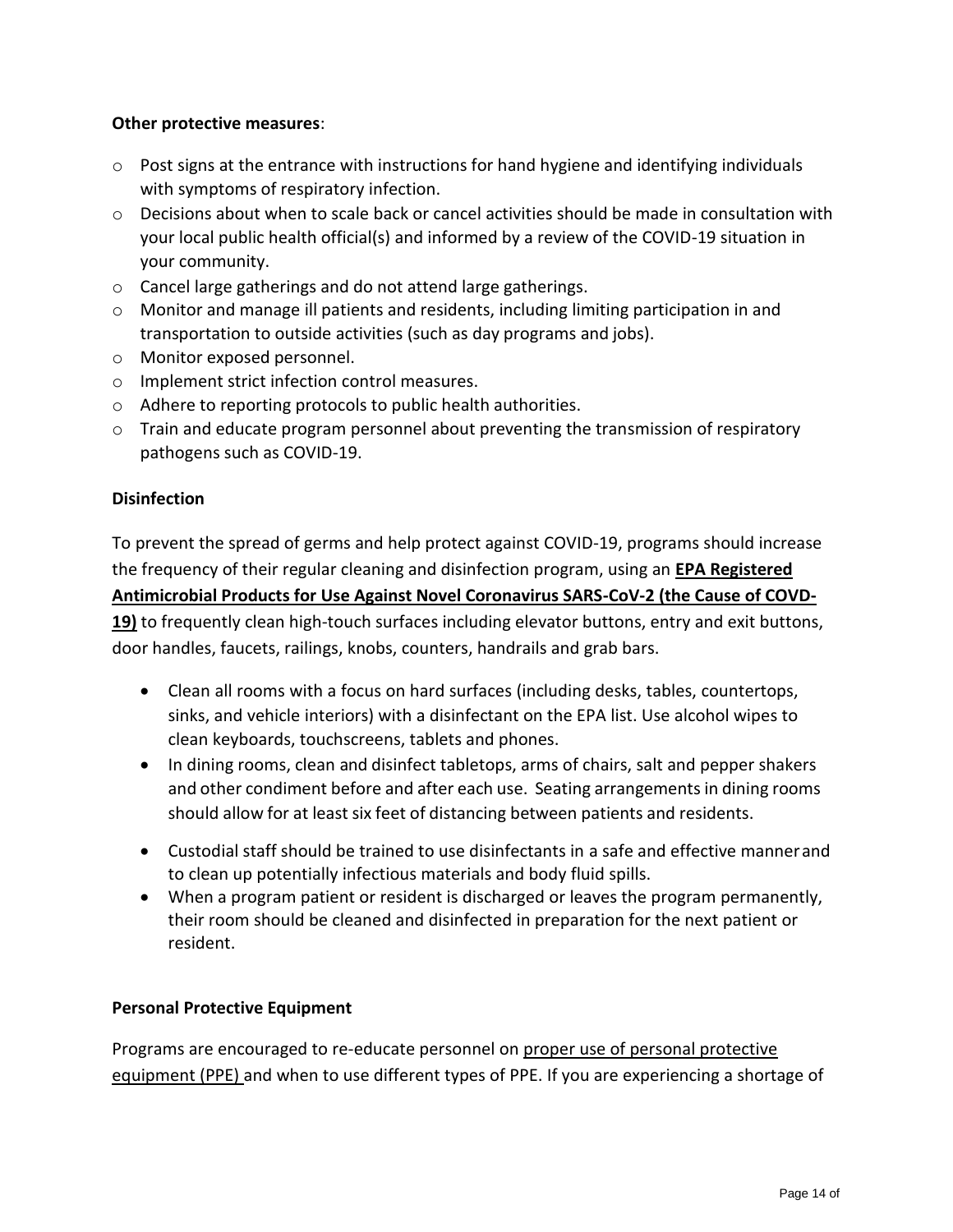**Other protective measures**:

- Post signs at the entrance with instructions for hand hygiene and identifying individuals with symptoms of respiratory infection.
- Decisions about when to scale back or cancel activities should be made in consultation with your local public health official(s) and informed by a review of the COVID-19 situation in your community.
- Cancel large gatherings and do not attend large gatherings.
- Monitor and manage ill patients and residents, including limiting participation in and transportation to outside activities (such as day programs and jobs).
- Monitor exposed personnel.
- Implement strict infection control measures.
- Adhere to reporting protocols to public health authorities.
- Train and educate program personnel about preventing the transmission of respiratory pathogens such as COVID-19.

**Disinfection**

To prevent the spread of germs and help protect against COVID-19, programs should increase the frequency of their regular cleaning and disinfection program, using an **EPA Registered Antimicrobial Products for Use Against Novel Coronavirus SARS-CoV-2 (the Cause of COVD-19)** to frequently clean high-touch surfaces including elevator buttons, entry and exit buttons, door handles, faucets, railings, knobs, counters, handrails and grab bars.

- Clean all rooms with a focus on hard surfaces (including desks, tables, countertops, sinks, and vehicle interiors) with a disinfectant on the EPA list. Use alcohol wipes to clean keyboards, touchscreens, tablets and phones.
- In dining rooms, clean and disinfect tabletops, arms of chairs, salt and pepper shakers and other condiment before and after each use. Seating arrangements in dining rooms should allow for at least six feet of distancing between patients and residents.
- Custodial staff should be trained to use disinfectants in a safe and effective manner and to clean up potentially infectious materials and body fluid spills.
- When a program patient or resident is discharged or leaves the program permanently, their room should be cleaned and disinfected in preparation for the next patient or resident.

**Personal Protective Equipment**

Programs are encouraged to re-educate personnel on proper use of personal protective equipment (PPE) and when to use different types of PPE. If you are experiencing a shortage of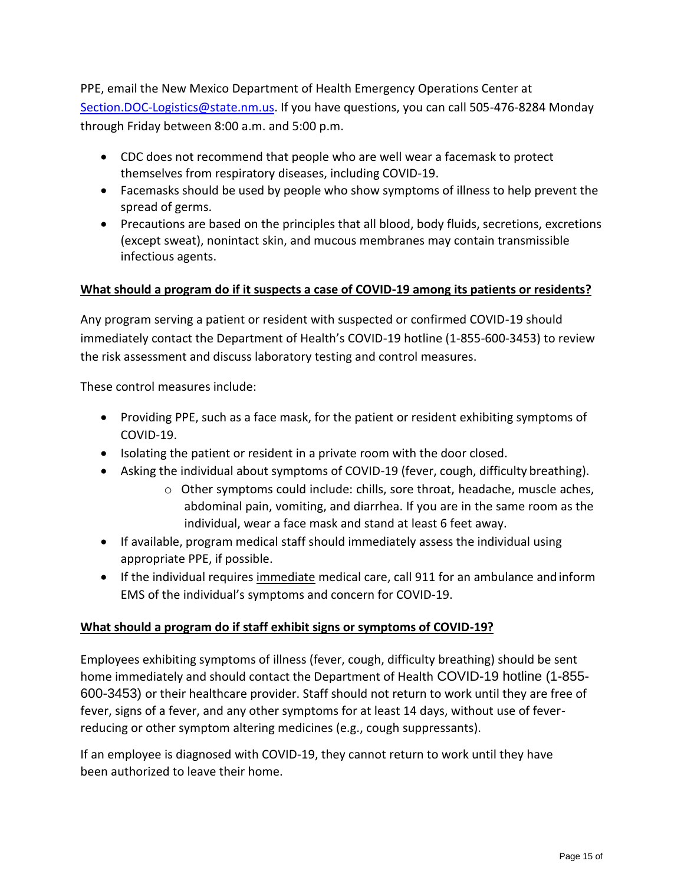PPE, email the New Mexico Department of Health Emergency Operations Center at [Section.DOC-Logistics@state.nm.us](mailto:Section.DOC-Logistics@state.nm.us). If you have questions, you can call 505-476-8284 Monday through Friday between 8:00 a.m. and 5:00 p.m.

- CDC does not recommend that people who are well wear a facemask to protect themselves from respiratory diseases, including COVID-19.
- Facemasks should be used by people who show symptoms of illness to help prevent the spread of germs.
- Precautions are based on the principles that all blood, body fluids, secretions, excretions (except sweat), nonintact skin, and mucous membranes may contain transmissible infectious agents.

**What should a program do if it suspects a case of COVID-19 among its patients or residents?**

Any program serving a patient or resident with suspected or confirmed COVID-19 should immediately contact the Department of Health's COVID-19 hotline (1-855-600-3453) to review the risk assessment and discuss laboratory testing and control measures.

These control measures include:

- Providing PPE, such as a face mask, for the patient or resident exhibiting symptoms of COVID-19.
- Isolating the patient or resident in a private room with the door closed.
- Asking the individual about symptoms of COVID-19 (fever, cough, difficulty breathing).
    - Other symptoms could include: chills, sore throat, headache, muscle aches, abdominal pain, vomiting, and diarrhea. If you are in the same room as the individual, wear a face mask and stand at least 6 feet away.
- If available, program medical staff should immediately assess the individual using appropriate PPE, if possible.
- If the individual requires immediate medical care, call 911 for an ambulance and inform EMS of the individual's symptoms and concern for COVID-19.

**What should a program do if staff exhibit signs or symptoms of COVID-19?**

Employees exhibiting symptoms of illness (fever, cough, difficulty breathing) should be sent home immediately and should contact the Department of Health COVID-19 hotline (1-855-600-3453) or their healthcare provider. Staff should not return to work until they are free of fever, signs of a fever, and any other symptoms for at least 14 days, without use of fever-reducing or other symptom altering medicines (e.g., cough suppressants).

If an employee is diagnosed with COVID-19, they cannot return to work until they have been authorized to leave their home.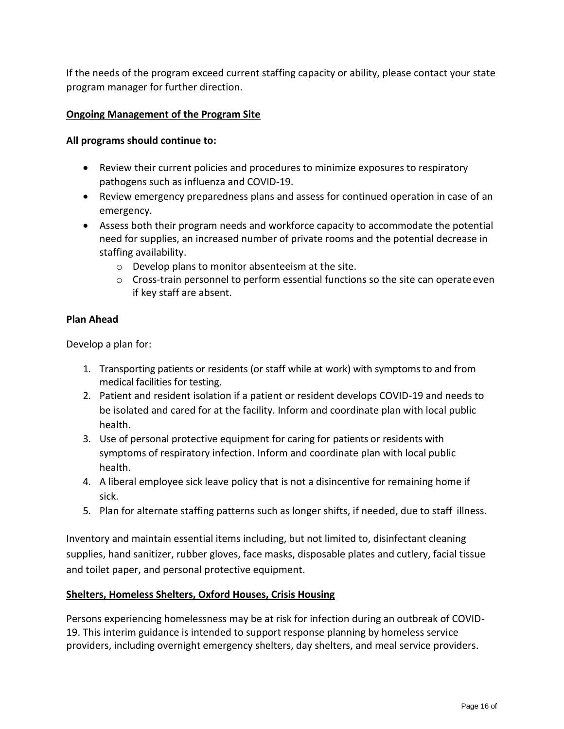If the needs of the program exceed current staffing capacity or ability, please contact your state program manager for further direction.

**Ongoing Management of the Program Site**

**All programs should continue to:**

- Review their current policies and procedures to minimize exposures to respiratory pathogens such as influenza and COVID-19.
- Review emergency preparedness plans and assess for continued operation in case of an emergency.
- Assess both their program needs and workforce capacity to accommodate the potential need for supplies, an increased number of private rooms and the potential decrease in staffing availability.
  - Develop plans to monitor absenteeism at the site.
  - Cross-train personnel to perform essential functions so the site can operate even if key staff are absent.

**Plan Ahead**

Develop a plan for:

1. Transporting patients or residents (or staff while at work) with symptoms to and from medical facilities for testing.
2. Patient and resident isolation if a patient or resident develops COVID-19 and needs to be isolated and cared for at the facility. Inform and coordinate plan with local public health.
3. Use of personal protective equipment for caring for patients or residents with symptoms of respiratory infection. Inform and coordinate plan with local public health.
4. A liberal employee sick leave policy that is not a disincentive for remaining home if sick.
5. Plan for alternate staffing patterns such as longer shifts, if needed, due to staff illness.

Inventory and maintain essential items including, but not limited to, disinfectant cleaning supplies, hand sanitizer, rubber gloves, face masks, disposable plates and cutlery, facial tissue and toilet paper, and personal protective equipment.

**Shelters, Homeless Shelters, Oxford Houses, Crisis Housing**

Persons experiencing homelessness may be at risk for infection during an outbreak of COVID-19. This interim guidance is intended to support response planning by homeless service providers, including overnight emergency shelters, day shelters, and meal service providers.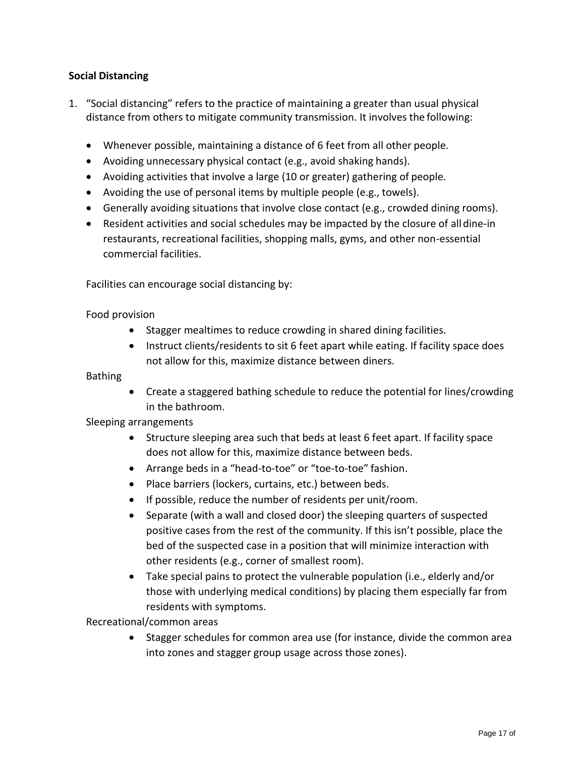**Social Distancing**

1. "Social distancing" refers to the practice of maintaining a greater than usual physical distance from others to mitigate community transmission. It involves the following:

   - Whenever possible, maintaining a distance of 6 feet from all other people.
   - Avoiding unnecessary physical contact (e.g., avoid shaking hands).
   - Avoiding activities that involve a large (10 or greater) gathering of people.
   - Avoiding the use of personal items by multiple people (e.g., towels).
   - Generally avoiding situations that involve close contact (e.g., crowded dining rooms).
   - Resident activities and social schedules may be impacted by the closure of all dine-in restaurants, recreational facilities, shopping malls, gyms, and other non-essential commercial facilities.

   Facilities can encourage social distancing by:

   Food provision

   - Stagger mealtimes to reduce crowding in shared dining facilities.
   - Instruct clients/residents to sit 6 feet apart while eating. If facility space does not allow for this, maximize distance between diners.

   Bathing

   - Create a staggered bathing schedule to reduce the potential for lines/crowding in the bathroom.

   Sleeping arrangements

   - Structure sleeping area such that beds at least 6 feet apart. If facility space does not allow for this, maximize distance between beds.
   - Arrange beds in a "head-to-toe" or "toe-to-toe" fashion.
   - Place barriers (lockers, curtains, etc.) between beds.
   - If possible, reduce the number of residents per unit/room.
   - Separate (with a wall and closed door) the sleeping quarters of suspected positive cases from the rest of the community. If this isn't possible, place the bed of the suspected case in a position that will minimize interaction with other residents (e.g., corner of smallest room).
   - Take special pains to protect the vulnerable population (i.e., elderly and/or those with underlying medical conditions) by placing them especially far from residents with symptoms.

   Recreational/common areas

   - Stagger schedules for common area use (for instance, divide the common area into zones and stagger group usage across those zones).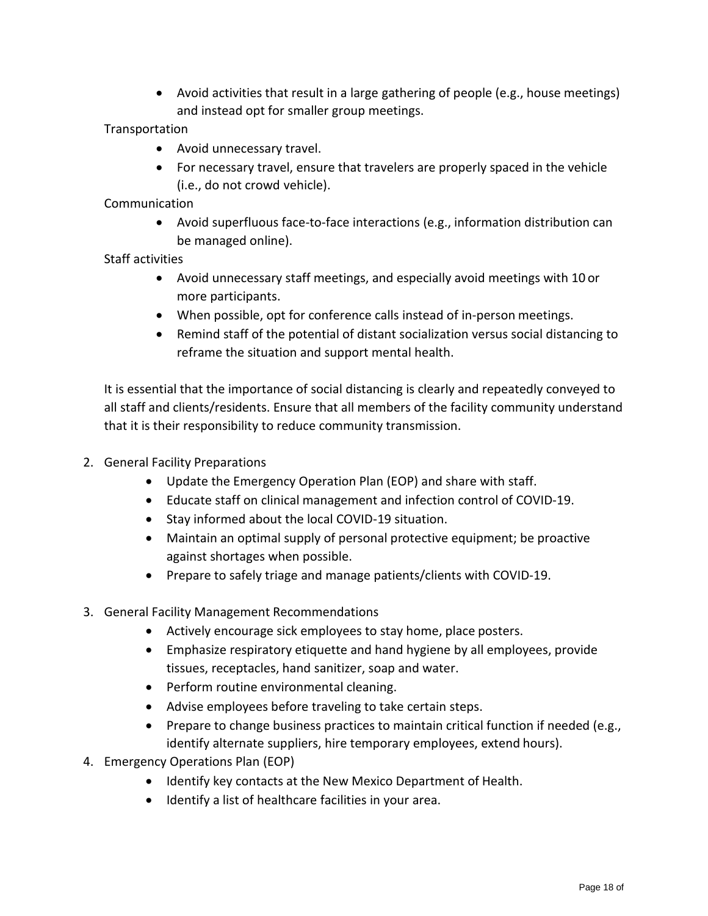- Avoid activities that result in a large gathering of people (e.g., house meetings) and instead opt for smaller group meetings.

Transportation

- Avoid unnecessary travel.
- For necessary travel, ensure that travelers are properly spaced in the vehicle (i.e., do not crowd vehicle).

Communication

- Avoid superfluous face-to-face interactions (e.g., information distribution can be managed online).

Staff activities

- Avoid unnecessary staff meetings, and especially avoid meetings with 10 or more participants.
- When possible, opt for conference calls instead of in-person meetings.
- Remind staff of the potential of distant socialization versus social distancing to reframe the situation and support mental health.

It is essential that the importance of social distancing is clearly and repeatedly conveyed to all staff and clients/residents. Ensure that all members of the facility community understand that it is their responsibility to reduce community transmission.

2. General Facility Preparations
    - Update the Emergency Operation Plan (EOP) and share with staff.
    - Educate staff on clinical management and infection control of COVID-19.
    - Stay informed about the local COVID-19 situation.
    - Maintain an optimal supply of personal protective equipment; be proactive against shortages when possible.
    - Prepare to safely triage and manage patients/clients with COVID-19.

3. General Facility Management Recommendations
    - Actively encourage sick employees to stay home, place posters.
    - Emphasize respiratory etiquette and hand hygiene by all employees, provide tissues, receptacles, hand sanitizer, soap and water.
    - Perform routine environmental cleaning.
    - Advise employees before traveling to take certain steps.
    - Prepare to change business practices to maintain critical function if needed (e.g., identify alternate suppliers, hire temporary employees, extend hours).

4. Emergency Operations Plan (EOP)
    - Identify key contacts at the New Mexico Department of Health.
    - Identify a list of healthcare facilities in your area.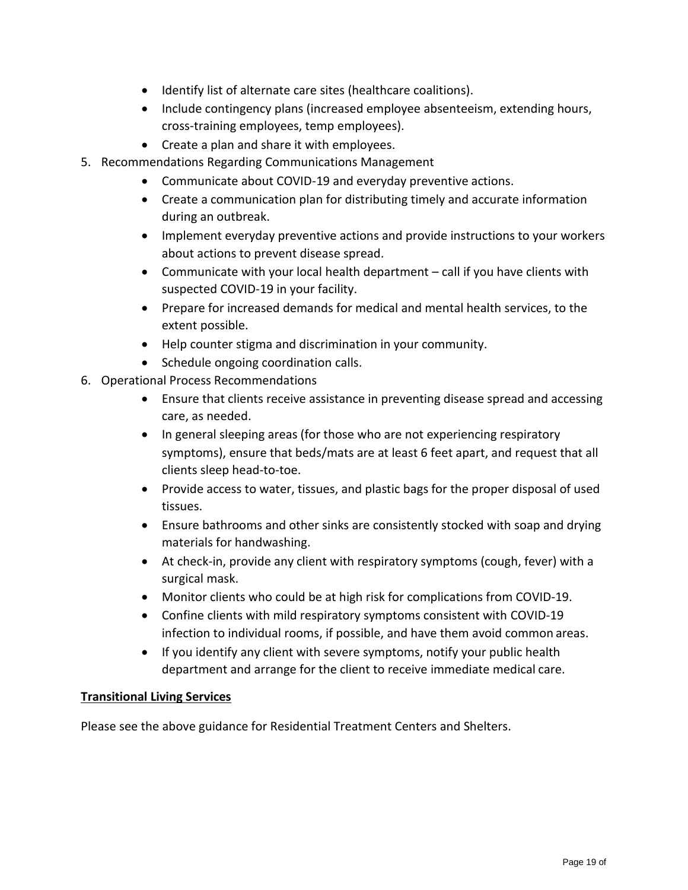- Identify list of alternate care sites (healthcare coalitions).
- Include contingency plans (increased employee absenteeism, extending hours, cross-training employees, temp employees).
- Create a plan and share it with employees.

5. Recommendations Regarding Communications Management
    - Communicate about COVID-19 and everyday preventive actions.
    - Create a communication plan for distributing timely and accurate information during an outbreak.
    - Implement everyday preventive actions and provide instructions to your workers about actions to prevent disease spread.
    - Communicate with your local health department – call if you have clients with suspected COVID-19 in your facility.
    - Prepare for increased demands for medical and mental health services, to the extent possible.
    - Help counter stigma and discrimination in your community.
    - Schedule ongoing coordination calls.
6. Operational Process Recommendations
    - Ensure that clients receive assistance in preventing disease spread and accessing care, as needed.
    - In general sleeping areas (for those who are not experiencing respiratory symptoms), ensure that beds/mats are at least 6 feet apart, and request that all clients sleep head-to-toe.
    - Provide access to water, tissues, and plastic bags for the proper disposal of used tissues.
    - Ensure bathrooms and other sinks are consistently stocked with soap and drying materials for handwashing.
    - At check-in, provide any client with respiratory symptoms (cough, fever) with a surgical mask.
    - Monitor clients who could be at high risk for complications from COVID-19.
    - Confine clients with mild respiratory symptoms consistent with COVID-19 infection to individual rooms, if possible, and have them avoid common areas.
    - If you identify any client with severe symptoms, notify your public health department and arrange for the client to receive immediate medical care.

**Transitional Living Services**

Please see the above guidance for Residential Treatment Centers and Shelters.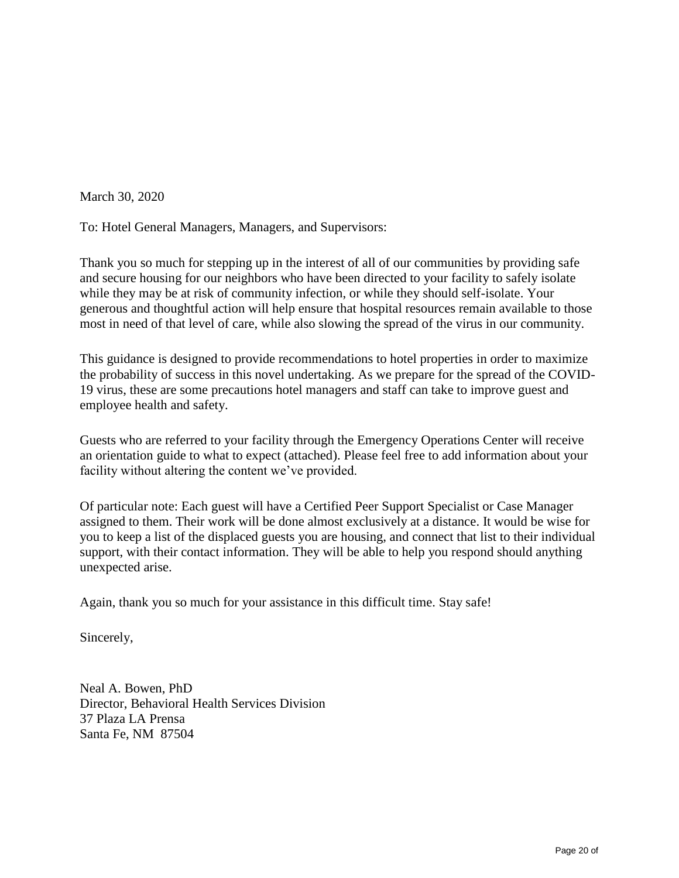March 30, 2020

To: Hotel General Managers, Managers, and Supervisors:

Thank you so much for stepping up in the interest of all of our communities by providing safe and secure housing for our neighbors who have been directed to your facility to safely isolate while they may be at risk of community infection, or while they should self-isolate. Your generous and thoughtful action will help ensure that hospital resources remain available to those most in need of that level of care, while also slowing the spread of the virus in our community.

This guidance is designed to provide recommendations to hotel properties in order to maximize the probability of success in this novel undertaking. As we prepare for the spread of the COVID-19 virus, these are some precautions hotel managers and staff can take to improve guest and employee health and safety.

Guests who are referred to your facility through the Emergency Operations Center will receive an orientation guide to what to expect (attached). Please feel free to add information about your facility without altering the content we've provided.

Of particular note: Each guest will have a Certified Peer Support Specialist or Case Manager assigned to them. Their work will be done almost exclusively at a distance. It would be wise for you to keep a list of the displaced guests you are housing, and connect that list to their individual support, with their contact information. They will be able to help you respond should anything unexpected arise.

Again, thank you so much for your assistance in this difficult time. Stay safe!

Sincerely,

Neal A. Bowen, PhD
Director, Behavioral Health Services Division
37 Plaza LA Prensa
Santa Fe, NM 87504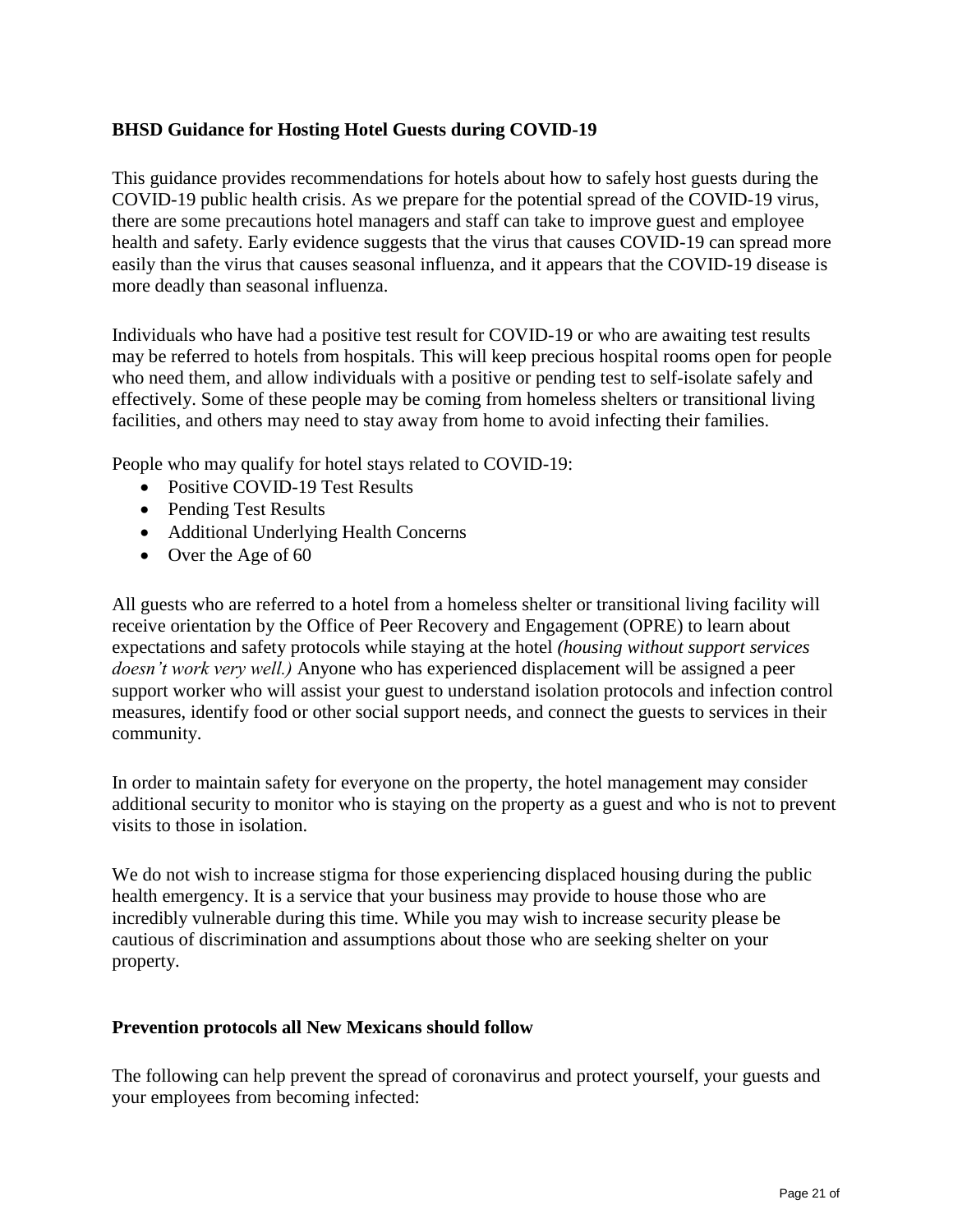**BHSD Guidance for Hosting Hotel Guests during COVID-19**

This guidance provides recommendations for hotels about how to safely host guests during the COVID-19 public health crisis. As we prepare for the potential spread of the COVID-19 virus, there are some precautions hotel managers and staff can take to improve guest and employee health and safety. Early evidence suggests that the virus that causes COVID-19 can spread more easily than the virus that causes seasonal influenza, and it appears that the COVID-19 disease is more deadly than seasonal influenza.

Individuals who have had a positive test result for COVID-19 or who are awaiting test results may be referred to hotels from hospitals. This will keep precious hospital rooms open for people who need them, and allow individuals with a positive or pending test to self-isolate safely and effectively. Some of these people may be coming from homeless shelters or transitional living facilities, and others may need to stay away from home to avoid infecting their families.

People who may qualify for hotel stays related to COVID-19:

- Positive COVID-19 Test Results
- Pending Test Results
- Additional Underlying Health Concerns
- Over the Age of 60

All guests who are referred to a hotel from a homeless shelter or transitional living facility will receive orientation by the Office of Peer Recovery and Engagement (OPRE) to learn about expectations and safety protocols while staying at the hotel *(housing without support services doesn't work very well.)* Anyone who has experienced displacement will be assigned a peer support worker who will assist your guest to understand isolation protocols and infection control measures, identify food or other social support needs, and connect the guests to services in their community.

In order to maintain safety for everyone on the property, the hotel management may consider additional security to monitor who is staying on the property as a guest and who is not to prevent visits to those in isolation.

We do not wish to increase stigma for those experiencing displaced housing during the public health emergency. It is a service that your business may provide to house those who are incredibly vulnerable during this time. While you may wish to increase security please be cautious of discrimination and assumptions about those who are seeking shelter on your property.

**Prevention protocols all New Mexicans should follow**

The following can help prevent the spread of coronavirus and protect yourself, your guests and your employees from becoming infected: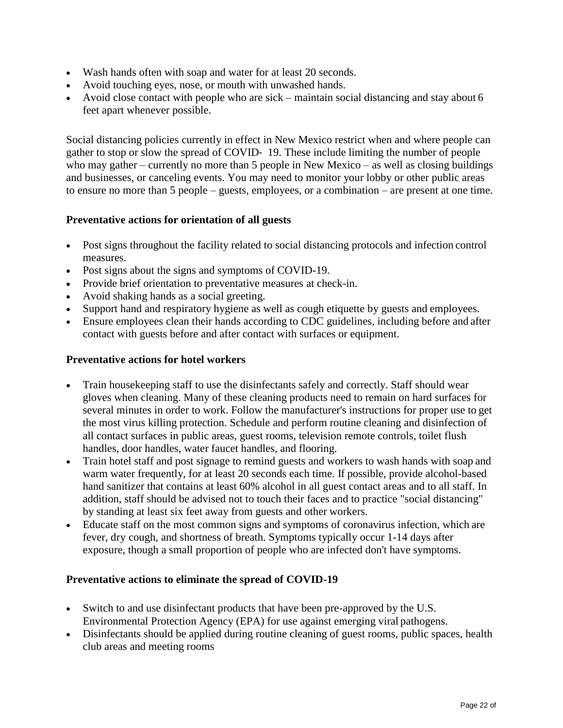- Wash hands often with soap and water for at least 20 seconds.
- Avoid touching eyes, nose, or mouth with unwashed hands.
- Avoid close contact with people who are sick – maintain social distancing and stay about 6 feet apart whenever possible.

Social distancing policies currently in effect in New Mexico restrict when and where people can gather to stop or slow the spread of COVID- 19. These include limiting the number of people who may gather – currently no more than 5 people in New Mexico – as well as closing buildings and businesses, or canceling events. You may need to monitor your lobby or other public areas to ensure no more than 5 people – guests, employees, or a combination – are present at one time.

**Preventative actions for orientation of all guests**

- Post signs throughout the facility related to social distancing protocols and infection control measures.
- Post signs about the signs and symptoms of COVID-19.
- Provide brief orientation to preventative measures at check-in.
- Avoid shaking hands as a social greeting.
- Support hand and respiratory hygiene as well as cough etiquette by guests and employees.
- Ensure employees clean their hands according to CDC guidelines, including before and after contact with guests before and after contact with surfaces or equipment.

**Preventative actions for hotel workers**

- Train housekeeping staff to use the disinfectants safely and correctly. Staff should wear gloves when cleaning. Many of these cleaning products need to remain on hard surfaces for several minutes in order to work. Follow the manufacturer's instructions for proper use to get the most virus killing protection. Schedule and perform routine cleaning and disinfection of all contact surfaces in public areas, guest rooms, television remote controls, toilet flush handles, door handles, water faucet handles, and flooring.
- Train hotel staff and post signage to remind guests and workers to wash hands with soap and warm water frequently, for at least 20 seconds each time. If possible, provide alcohol-based hand sanitizer that contains at least 60% alcohol in all guest contact areas and to all staff. In addition, staff should be advised not to touch their faces and to practice "social distancing" by standing at least six feet away from guests and other workers.
- Educate staff on the most common signs and symptoms of coronavirus infection, which are fever, dry cough, and shortness of breath. Symptoms typically occur 1-14 days after exposure, though a small proportion of people who are infected don't have symptoms.

**Preventative actions to eliminate the spread of COVID-19**

- Switch to and use disinfectant products that have been pre-approved by the U.S. Environmental Protection Agency (EPA) for use against emerging viral pathogens.
- Disinfectants should be applied during routine cleaning of guest rooms, public spaces, health club areas and meeting rooms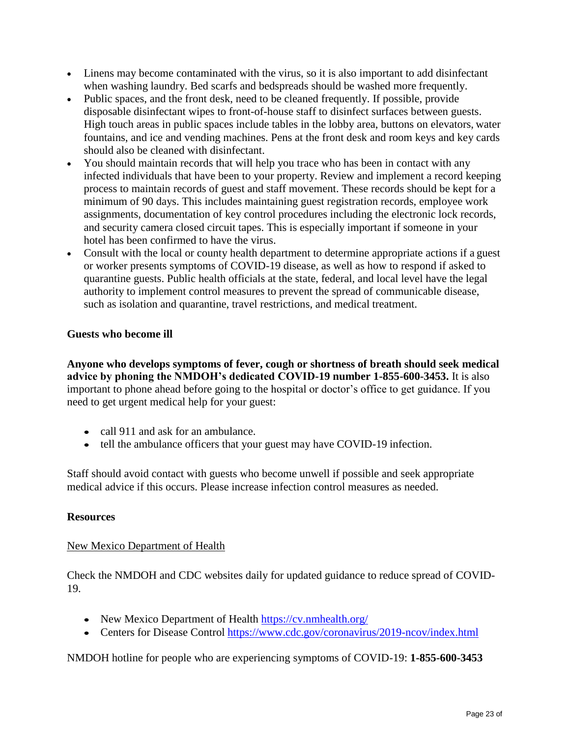- Linens may become contaminated with the virus, so it is also important to add disinfectant when washing laundry. Bed scarfs and bedspreads should be washed more frequently.
- Public spaces, and the front desk, need to be cleaned frequently. If possible, provide disposable disinfectant wipes to front-of-house staff to disinfect surfaces between guests. High touch areas in public spaces include tables in the lobby area, buttons on elevators, water fountains, and ice and vending machines. Pens at the front desk and room keys and key cards should also be cleaned with disinfectant.
- You should maintain records that will help you trace who has been in contact with any infected individuals that have been to your property. Review and implement a record keeping process to maintain records of guest and staff movement. These records should be kept for a minimum of 90 days. This includes maintaining guest registration records, employee work assignments, documentation of key control procedures including the electronic lock records, and security camera closed circuit tapes. This is especially important if someone in your hotel has been confirmed to have the virus.
- Consult with the local or county health department to determine appropriate actions if a guest or worker presents symptoms of COVID-19 disease, as well as how to respond if asked to quarantine guests. Public health officials at the state, federal, and local level have the legal authority to implement control measures to prevent the spread of communicable disease, such as isolation and quarantine, travel restrictions, and medical treatment.

**Guests who become ill**

**Anyone who develops symptoms of fever, cough or shortness of breath should seek medical advice by phoning the NMDOH's dedicated COVID-19 number 1-855-600-3453.** It is also important to phone ahead before going to the hospital or doctor's office to get guidance. If you need to get urgent medical help for your guest:

- call 911 and ask for an ambulance.
- tell the ambulance officers that your guest may have COVID-19 infection.

Staff should avoid contact with guests who become unwell if possible and seek appropriate medical advice if this occurs. Please increase infection control measures as needed.

**Resources**

New Mexico Department of Health

Check the NMDOH and CDC websites daily for updated guidance to reduce spread of COVID-19.

- New Mexico Department of Health https://cv.nmhealth.org/
- Centers for Disease Control https://www.cdc.gov/coronavirus/2019-ncov/index.html

NMDOH hotline for people who are experiencing symptoms of COVID-19: **1-855-600-3453**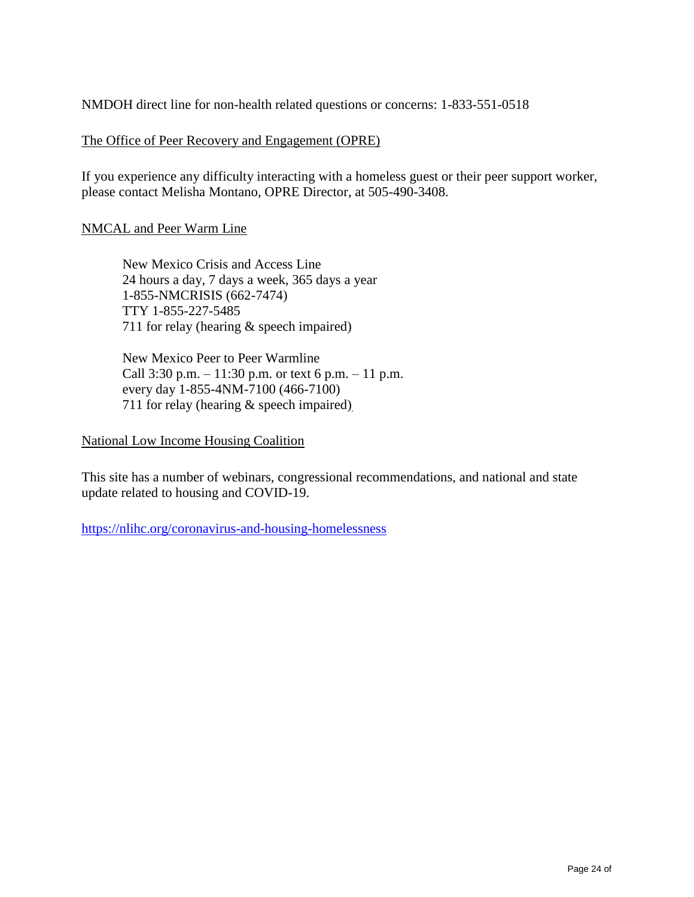NMDOH direct line for non-health related questions or concerns: 1-833-551-0518

The Office of Peer Recovery and Engagement (OPRE)

If you experience any difficulty interacting with a homeless guest or their peer support worker, please contact Melisha Montano, OPRE Director, at 505-490-3408.

NMCAL and Peer Warm Line

> New Mexico Crisis and Access Line
> 24 hours a day, 7 days a week, 365 days a year
> 1-855-NMCRISIS (662-7474)
> TTY 1-855-227-5485
> 711 for relay (hearing & speech impaired)
>
> New Mexico Peer to Peer Warmline
> Call 3:30 p.m. – 11:30 p.m. or text 6 p.m. – 11 p.m.
> every day 1-855-4NM-7100 (466-7100)
> 711 for relay (hearing & speech impaired)

National Low Income Housing Coalition

This site has a number of webinars, congressional recommendations, and national and state update related to housing and COVID-19.

https://nlihc.org/coronavirus-and-housing-homelessness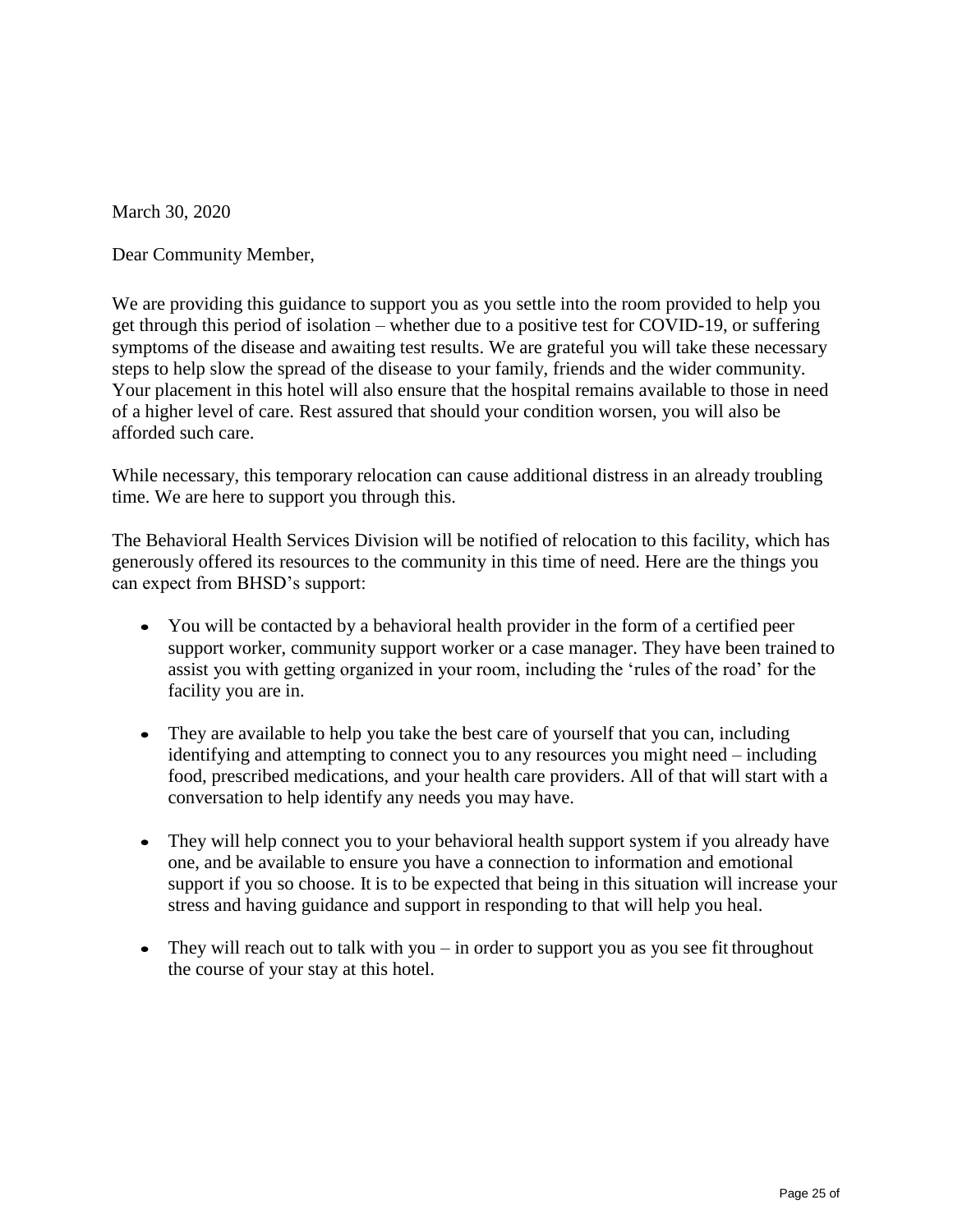March 30, 2020

Dear Community Member,

We are providing this guidance to support you as you settle into the room provided to help you get through this period of isolation – whether due to a positive test for COVID-19, or suffering symptoms of the disease and awaiting test results. We are grateful you will take these necessary steps to help slow the spread of the disease to your family, friends and the wider community. Your placement in this hotel will also ensure that the hospital remains available to those in need of a higher level of care. Rest assured that should your condition worsen, you will also be afforded such care.

While necessary, this temporary relocation can cause additional distress in an already troubling time. We are here to support you through this.

The Behavioral Health Services Division will be notified of relocation to this facility, which has generously offered its resources to the community in this time of need. Here are the things you can expect from BHSD's support:

- You will be contacted by a behavioral health provider in the form of a certified peer support worker, community support worker or a case manager. They have been trained to assist you with getting organized in your room, including the 'rules of the road' for the facility you are in.

- They are available to help you take the best care of yourself that you can, including identifying and attempting to connect you to any resources you might need – including food, prescribed medications, and your health care providers. All of that will start with a conversation to help identify any needs you may have.

- They will help connect you to your behavioral health support system if you already have one, and be available to ensure you have a connection to information and emotional support if you so choose. It is to be expected that being in this situation will increase your stress and having guidance and support in responding to that will help you heal.

- They will reach out to talk with you – in order to support you as you see fit throughout the course of your stay at this hotel.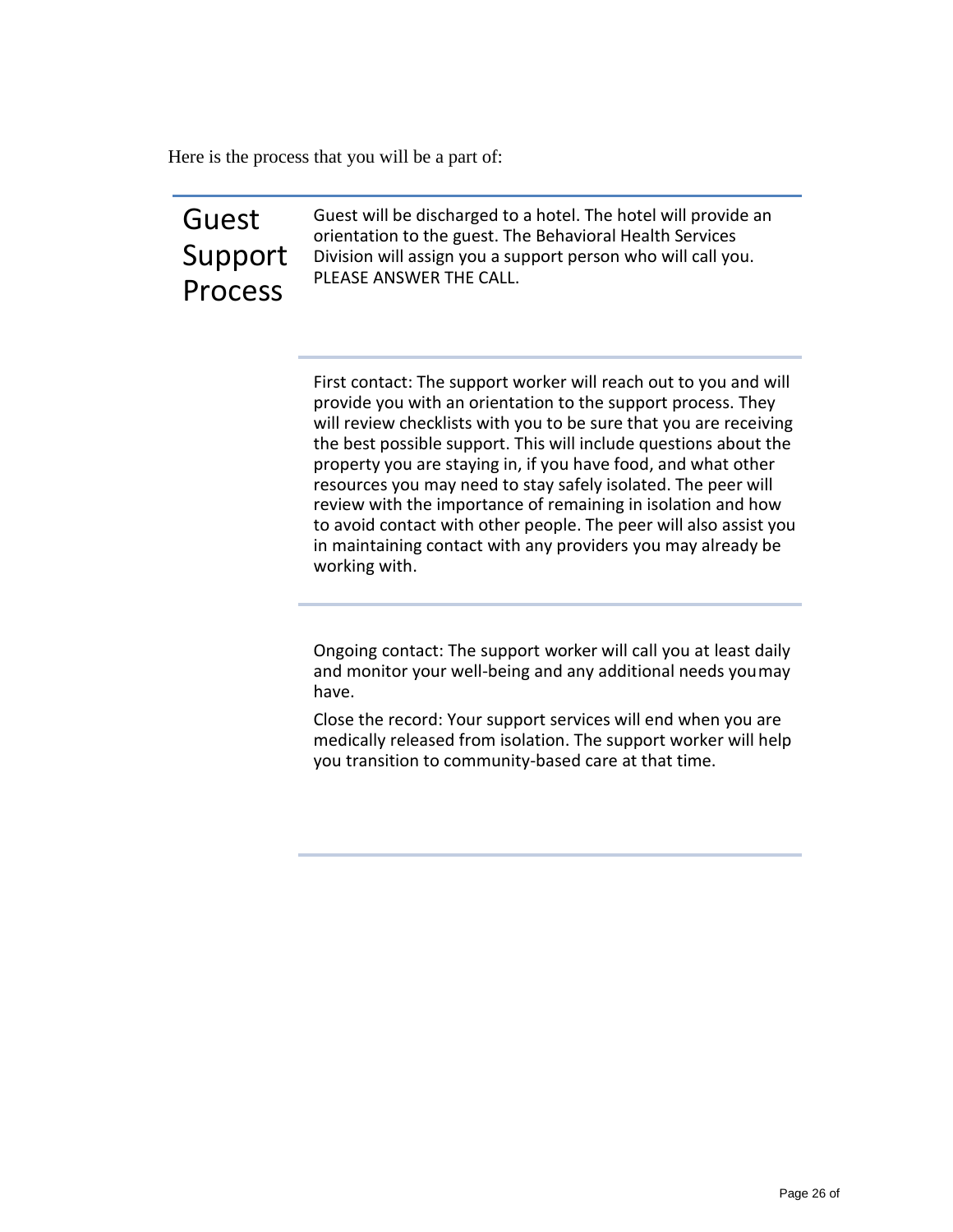Here is the process that you will be a part of:

## Guest Support Process

Guest will be discharged to a hotel. The hotel will provide an orientation to the guest. The Behavioral Health Services Division will assign you a support person who will call you. PLEASE ANSWER THE CALL.

First contact: The support worker will reach out to you and will provide you with an orientation to the support process. They will review checklists with you to be sure that you are receiving the best possible support. This will include questions about the property you are staying in, if you have food, and what other resources you may need to stay safely isolated. The peer will review with the importance of remaining in isolation and how to avoid contact with other people. The peer will also assist you in maintaining contact with any providers you may already be working with.

Ongoing contact: The support worker will call you at least daily and monitor your well-being and any additional needs youmay have.

Close the record: Your support services will end when you are medically released from isolation. The support worker will help you transition to community-based care at that time.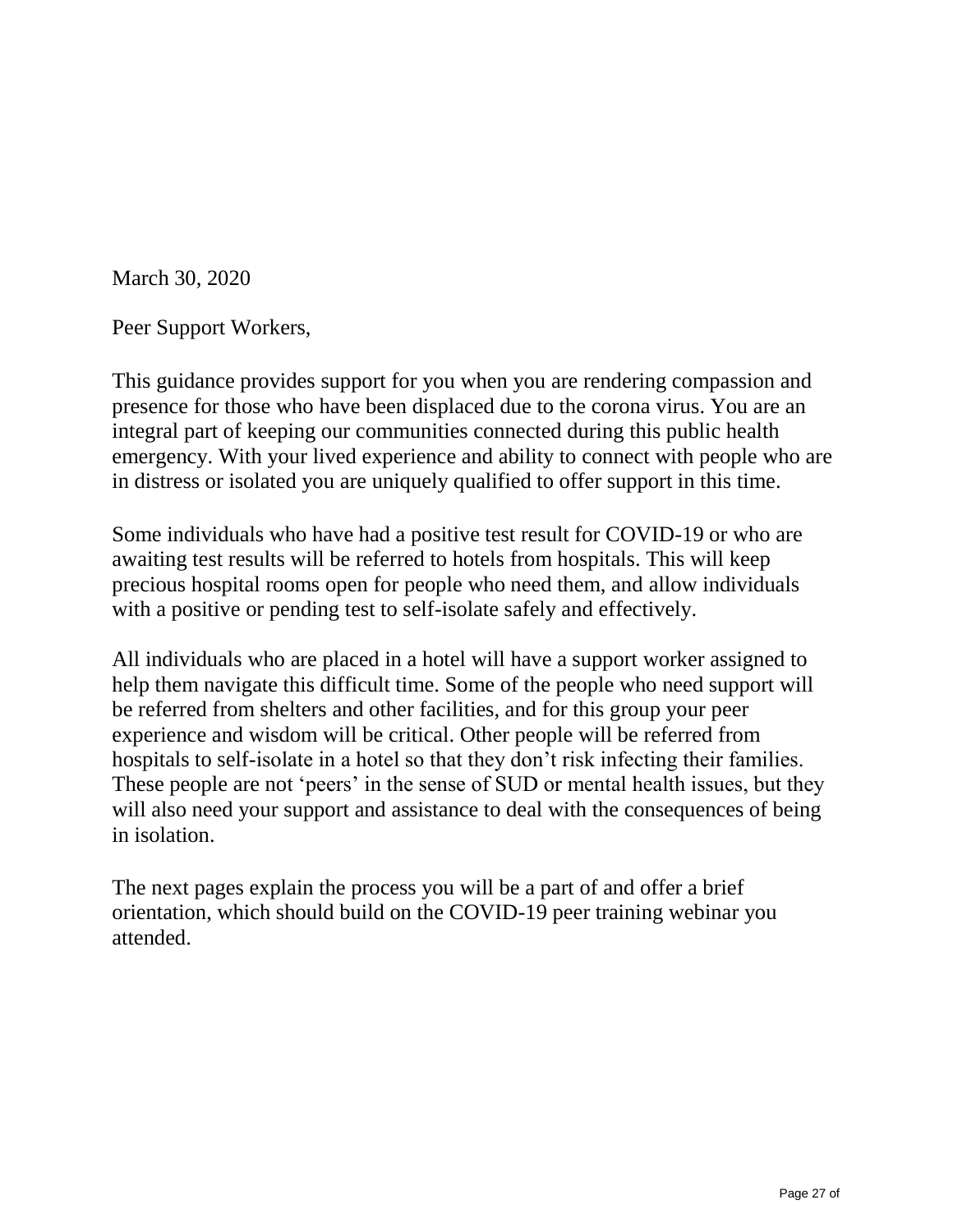March 30, 2020

Peer Support Workers,

This guidance provides support for you when you are rendering compassion and presence for those who have been displaced due to the corona virus. You are an integral part of keeping our communities connected during this public health emergency. With your lived experience and ability to connect with people who are in distress or isolated you are uniquely qualified to offer support in this time.

Some individuals who have had a positive test result for COVID-19 or who are awaiting test results will be referred to hotels from hospitals. This will keep precious hospital rooms open for people who need them, and allow individuals with a positive or pending test to self-isolate safely and effectively.

All individuals who are placed in a hotel will have a support worker assigned to help them navigate this difficult time. Some of the people who need support will be referred from shelters and other facilities, and for this group your peer experience and wisdom will be critical. Other people will be referred from hospitals to self-isolate in a hotel so that they don't risk infecting their families. These people are not 'peers' in the sense of SUD or mental health issues, but they will also need your support and assistance to deal with the consequences of being in isolation.

The next pages explain the process you will be a part of and offer a brief orientation, which should build on the COVID-19 peer training webinar you attended.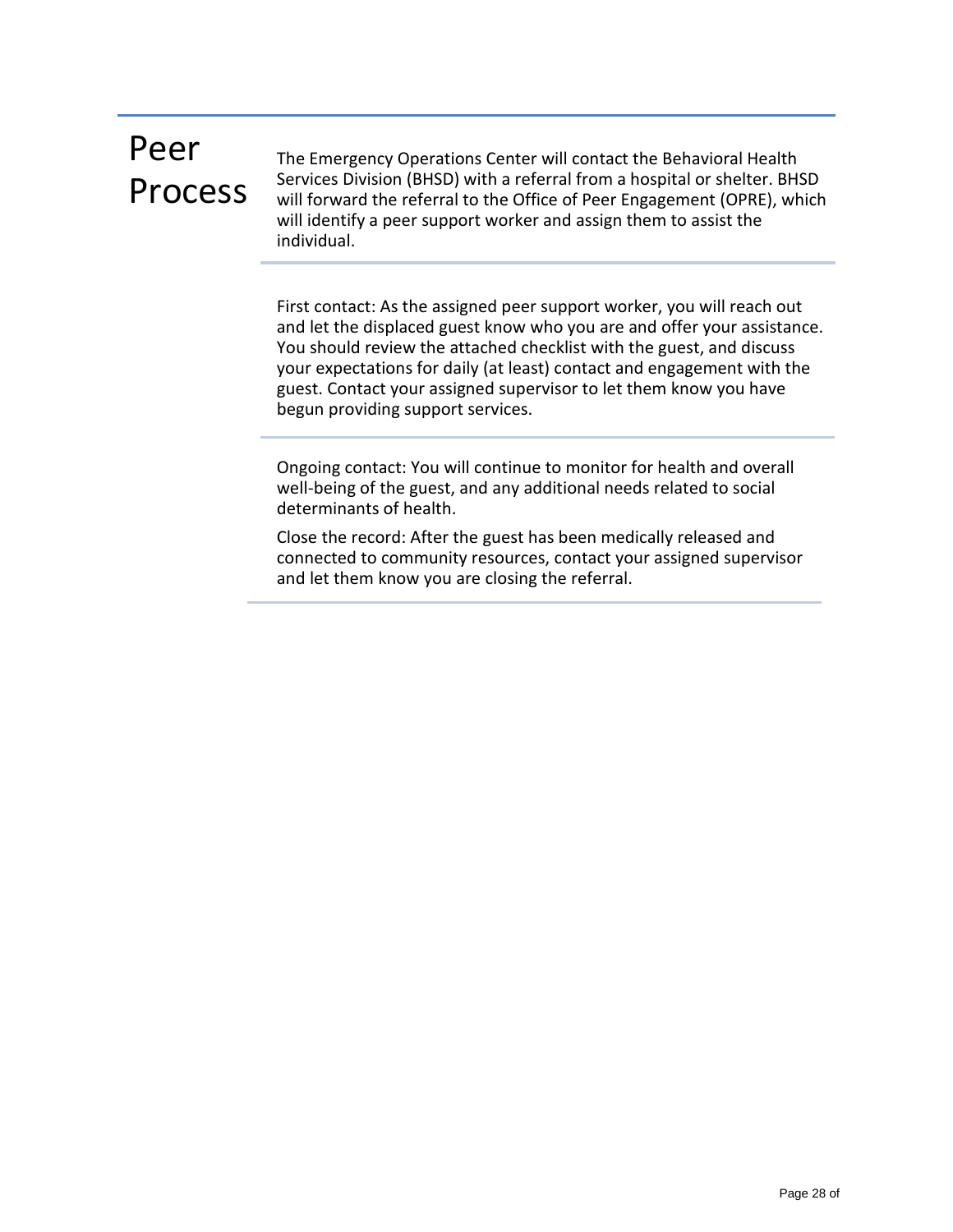# Peer Process

The Emergency Operations Center will contact the Behavioral Health Services Division (BHSD) with a referral from a hospital or shelter. BHSD will forward the referral to the Office of Peer Engagement (OPRE), which will identify a peer support worker and assign them to assist the individual.

First contact: As the assigned peer support worker, you will reach out and let the displaced guest know who you are and offer your assistance. You should review the attached checklist with the guest, and discuss your expectations for daily (at least) contact and engagement with the guest. Contact your assigned supervisor to let them know you have begun providing support services.

Ongoing contact: You will continue to monitor for health and overall well-being of the guest, and any additional needs related to social determinants of health.

Close the record: After the guest has been medically released and connected to community resources, contact your assigned supervisor and let them know you are closing the referral.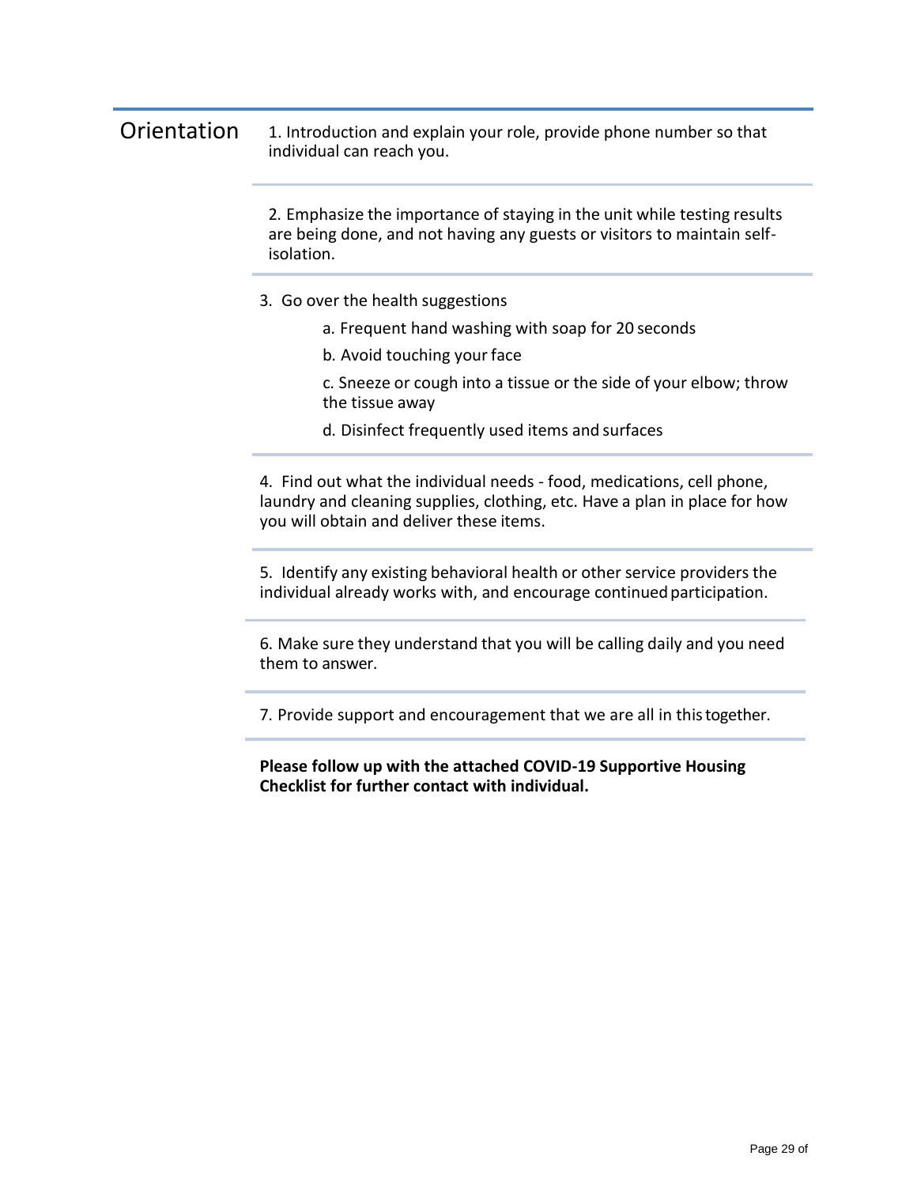## Orientation

1. Introduction and explain your role, provide phone number so that individual can reach you.

2. Emphasize the importance of staying in the unit while testing results are being done, and not having any guests or visitors to maintain self-isolation.

3. Go over the health suggestions
   - a. Frequent hand washing with soap for 20 seconds
   - b. Avoid touching your face
   - c. Sneeze or cough into a tissue or the side of your elbow; throw the tissue away
   - d. Disinfect frequently used items and surfaces

4. Find out what the individual needs - food, medications, cell phone, laundry and cleaning supplies, clothing, etc. Have a plan in place for how you will obtain and deliver these items.

5. Identify any existing behavioral health or other service providers the individual already works with, and encourage continued participation.

6. Make sure they understand that you will be calling daily and you need them to answer.

7. Provide support and encouragement that we are all in this together.

**Please follow up with the attached COVID-19 Supportive Housing Checklist for further contact with individual.**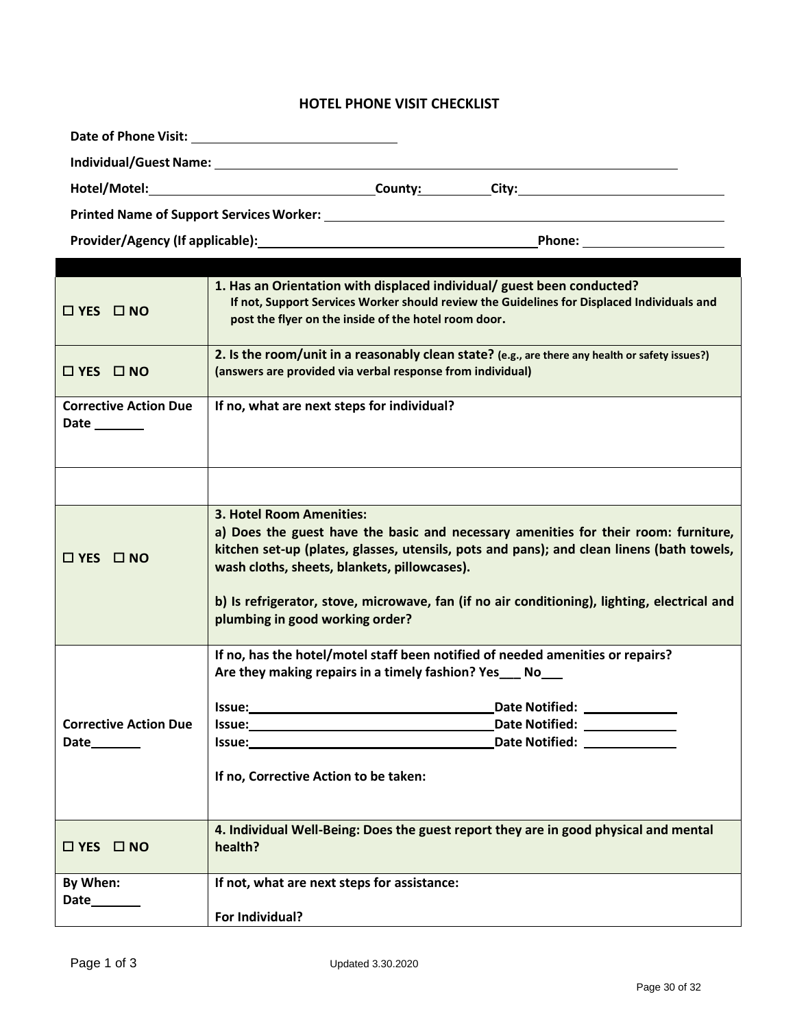# HOTEL PHONE VISIT CHECKLIST

**Date of Phone Visit:** ______________________

**Individual/Guest Name:** ______________________

**Hotel/Motel:** ______________________ **County:** __________ **City:** ______________________

**Printed Name of Support Services Worker:** ______________________

**Provider/Agency (If applicable):** ______________________ **Phone:** ______________

| | |
|---|---|
| ☐ YES ☐ NO | **1. Has an Orientation with displaced individual/ guest been conducted?** **If not, Support Services Worker should review the Guidelines for Displaced Individuals and post the flyer on the inside of the hotel room door.** |
| ☐ YES ☐ NO | **2. Is the room/unit in a reasonably clean state?** **(e.g., are there any health or safety issues?) (answers are provided via verbal response from individual)** |
| **Corrective Action Due Date** _______ | **If no, what are next steps for individual?** |
| | |
| ☐ YES ☐ NO | **3. Hotel Room Amenities:** **a) Does the guest have the basic and necessary amenities for their room: furniture, kitchen set-up (plates, glasses, utensils, pots and pans); and clean linens (bath towels, wash cloths, sheets, blankets, pillowcases).** **b) Is refrigerator, stove, microwave, fan (if no air conditioning), lighting, electrical and plumbing in good working order?** |
| **Corrective Action Due Date** _______ | **If no, has the hotel/motel staff been notified of needed amenities or repairs? Are they making repairs in a timely fashion? Yes___ No___** **Issue:** ______________ **Date Notified:** __________ **Issue:** ______________ **Date Notified:** __________ **Issue:** ______________ **Date Notified:** __________ **If no, Corrective Action to be taken:** |
| ☐ YES ☐ NO | **4. Individual Well-Being: Does the guest report they are in good physical and mental health?** |
| **By When: Date** _______ | **If not, what are next steps for assistance:** **For Individual?** |

Updated 3.30.2020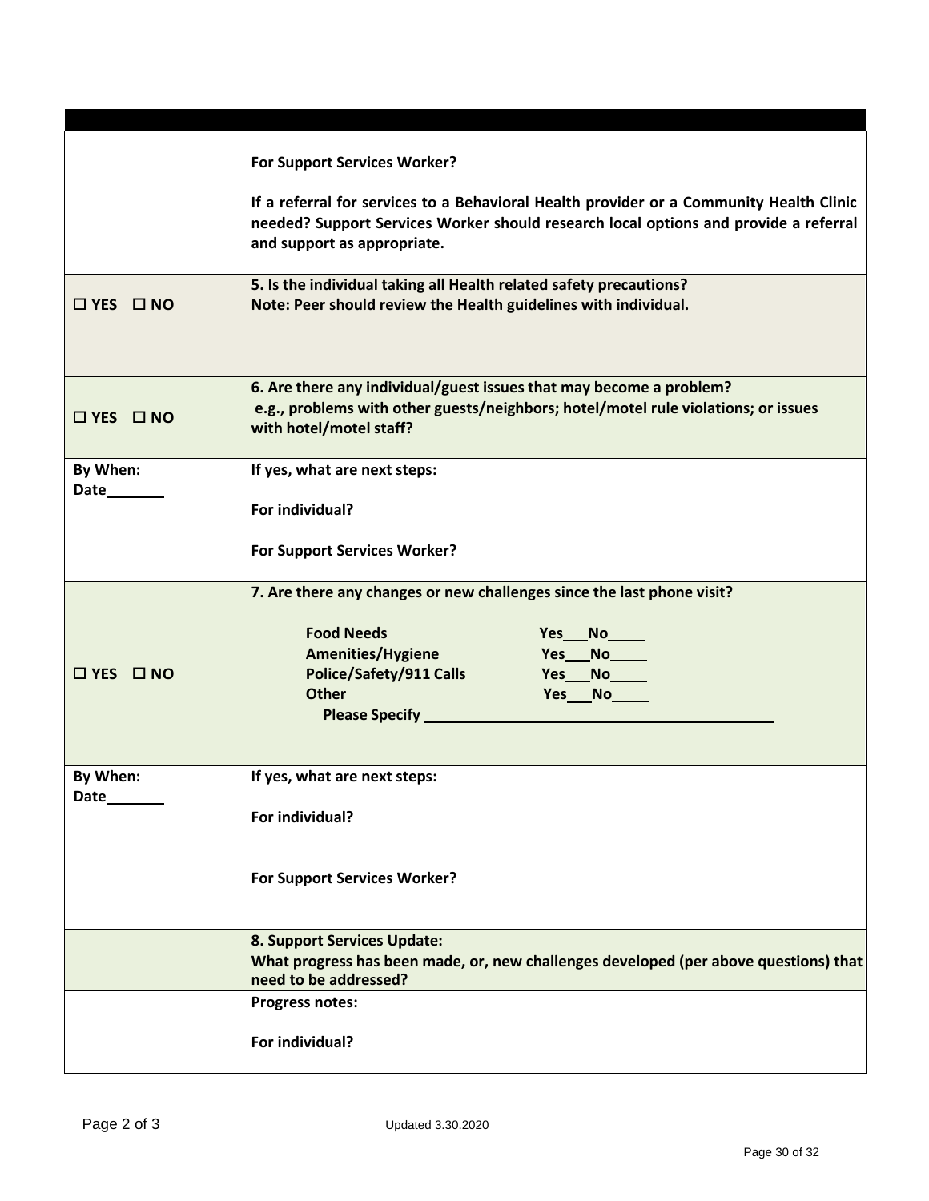| | |
|---|---|
| | **For Support Services Worker?**<br><br>**If a referral for services to a Behavioral Health provider or a Community Health Clinic needed? Support Services Worker should research local options and provide a referral and support as appropriate.** |
| ☐ **YES** ☐ **NO** | **5. Is the individual taking all Health related safety precautions?**<br>**Note: Peer should review the Health guidelines with individual.** |
| ☐ **YES** ☐ **NO** | **6. Are there any individual/guest issues that may become a problem?**<br>**e.g., problems with other guests/neighbors; hotel/motel rule violations; or issues with hotel/motel staff?** |
| **By When:**<br>**Date_______** | **If yes, what are next steps:**<br><br>**For individual?**<br><br>**For Support Services Worker?** |
| ☐ **YES** ☐ **NO** | **7. Are there any changes or new challenges since the last phone visit?**<br><br>**Food Needs** **Yes___No_____**<br>**Amenities/Hygiene** **Yes___No_____**<br>**Police/Safety/911 Calls** **Yes___No_____**<br>**Other** **Yes___No_____**<br>**Please Specify ___________________________________________** |
| **By When:**<br>**Date_______** | **If yes, what are next steps:**<br><br>**For individual?**<br><br>**For Support Services Worker?** |
| | **8. Support Services Update:**<br>**What progress has been made, or, new challenges developed (per above questions) that need to be addressed?** |
| | **Progress notes:**<br><br>**For individual?** |

Updated 3.30.2020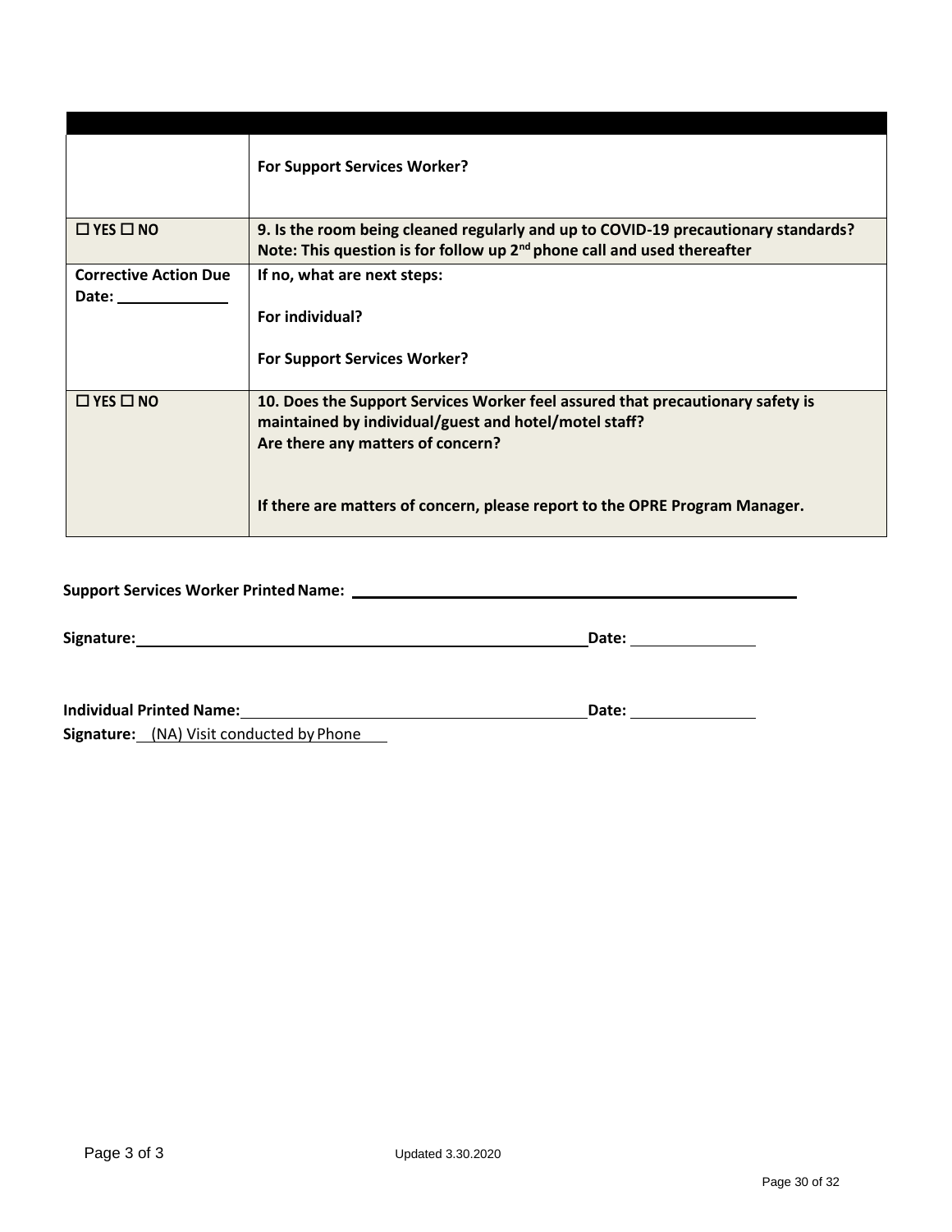| | |
|---|---|
| | **For Support Services Worker?** |
| ☐ YES ☐ NO | **9. Is the room being cleaned regularly and up to COVID-19 precautionary standards?**<br>**Note: This question is for follow up 2nd phone call and used thereafter** |
| **Corrective Action Due Date: ____________** | **If no, what are next steps:**<br><br>**For individual?**<br><br>**For Support Services Worker?** |
| ☐ YES ☐ NO | **10. Does the Support Services Worker feel assured that precautionary safety is maintained by individual/guest and hotel/motel staff?**<br>**Are there any matters of concern?**<br><br>**If there are matters of concern, please report to the OPRE Program Manager.** |

**Support Services Worker Printed Name:** ______________________________________________

**Signature:** ______________________________________________ **Date:** ______________

**Individual Printed Name:** ______________________________________ **Date:** ______________

**Signature:** (NA) Visit conducted by Phone

Updated 3.30.2020